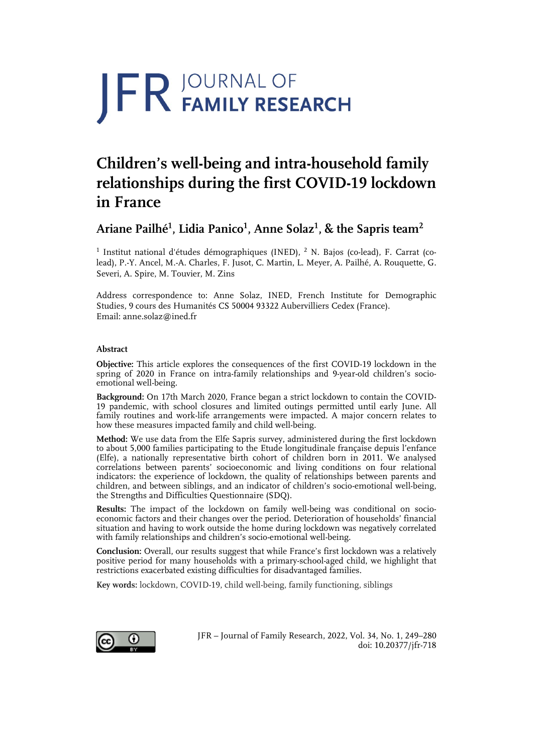# JFR JOURNAL OF FAMILY RESEARCH

# Children's well-being and intra-household family relationships during the first COVID-19 lockdown in France

## Ariane Pailhé[1], Lidia Panico[1], Anne Solaz[1], & the Sapris team[2]

[1] Institut national d'études démographiques (INED), [2] N. Bajos (co-lead), F. Carrat (co-lead), P.-Y. Ancel, M.-A. Charles, F. Jusot, C. Martin, L. Meyer, A. Pailhé, A. Rouquette, G. Severi, A. Spire, M. Touvier, M. Zins

Address correspondence to: Anne Solaz, INED, French Institute for Demographic Studies, 9 cours des Humanités CS 50004 93322 Aubervilliers Cedex (France).
Email: anne.solaz@ined.fr

### Abstract

**Objective:** This article explores the consequences of the first COVID-19 lockdown in the spring of 2020 in France on intra-family relationships and 9-year-old children's socio-emotional well-being.

**Background:** On 17th March 2020, France began a strict lockdown to contain the COVID-19 pandemic, with school closures and limited outings permitted until early June. All family routines and work-life arrangements were impacted. A major concern relates to how these measures impacted family and child well-being.

**Method:** We use data from the Elfe Sapris survey, administered during the first lockdown to about 5,000 families participating to the Etude longitudinale française depuis l'enfance (Elfe), a nationally representative birth cohort of children born in 2011. We analysed correlations between parents' socioeconomic and living conditions on four relational indicators: the experience of lockdown, the quality of relationships between parents and children, and between siblings, and an indicator of children's socio-emotional well-being, the Strengths and Difficulties Questionnaire (SDQ).

**Results:** The impact of the lockdown on family well-being was conditional on socio-economic factors and their changes over the period. Deterioration of households' financial situation and having to work outside the home during lockdown was negatively correlated with family relationships and children's socio-emotional well-being.

**Conclusion:** Overall, our results suggest that while France's first lockdown was a relatively positive period for many households with a primary-school-aged child, we highlight that restrictions exacerbated existing difficulties for disadvantaged families.

**Key words:** lockdown, COVID-19, child well-being, family functioning, siblings

JFR – Journal of Family Research, 2022, Vol. 34, No. 1, 249–280
doi: 10.20377/jfr-718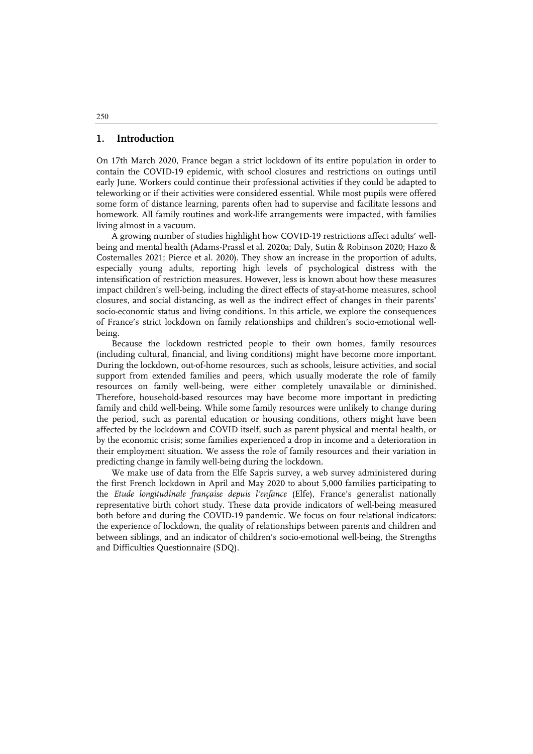## 1. Introduction

On 17th March 2020, France began a strict lockdown of its entire population in order to contain the COVID-19 epidemic, with school closures and restrictions on outings until early June. Workers could continue their professional activities if they could be adapted to teleworking or if their activities were considered essential. While most pupils were offered some form of distance learning, parents often had to supervise and facilitate lessons and homework. All family routines and work-life arrangements were impacted, with families living almost in a vacuum.

A growing number of studies highlight how COVID-19 restrictions affect adults' well-being and mental health (Adams-Prassl et al. 2020a; Daly, Sutin & Robinson 2020; Hazo & Costemalles 2021; Pierce et al. 2020). They show an increase in the proportion of adults, especially young adults, reporting high levels of psychological distress with the intensification of restriction measures. However, less is known about how these measures impact children's well-being, including the direct effects of stay-at-home measures, school closures, and social distancing, as well as the indirect effect of changes in their parents' socio-economic status and living conditions. In this article, we explore the consequences of France's strict lockdown on family relationships and children's socio-emotional well-being.

Because the lockdown restricted people to their own homes, family resources (including cultural, financial, and living conditions) might have become more important. During the lockdown, out-of-home resources, such as schools, leisure activities, and social support from extended families and peers, which usually moderate the role of family resources on family well-being, were either completely unavailable or diminished. Therefore, household-based resources may have become more important in predicting family and child well-being. While some family resources were unlikely to change during the period, such as parental education or housing conditions, others might have been affected by the lockdown and COVID itself, such as parent physical and mental health, or by the economic crisis; some families experienced a drop in income and a deterioration in their employment situation. We assess the role of family resources and their variation in predicting change in family well-being during the lockdown.

We make use of data from the Elfe Sapris survey, a web survey administered during the first French lockdown in April and May 2020 to about 5,000 families participating to the *Etude longitudinale française depuis l'enfance* (Elfe), France's generalist nationally representative birth cohort study. These data provide indicators of well-being measured both before and during the COVID-19 pandemic. We focus on four relational indicators: the experience of lockdown, the quality of relationships between parents and children and between siblings, and an indicator of children's socio-emotional well-being, the Strengths and Difficulties Questionnaire (SDQ).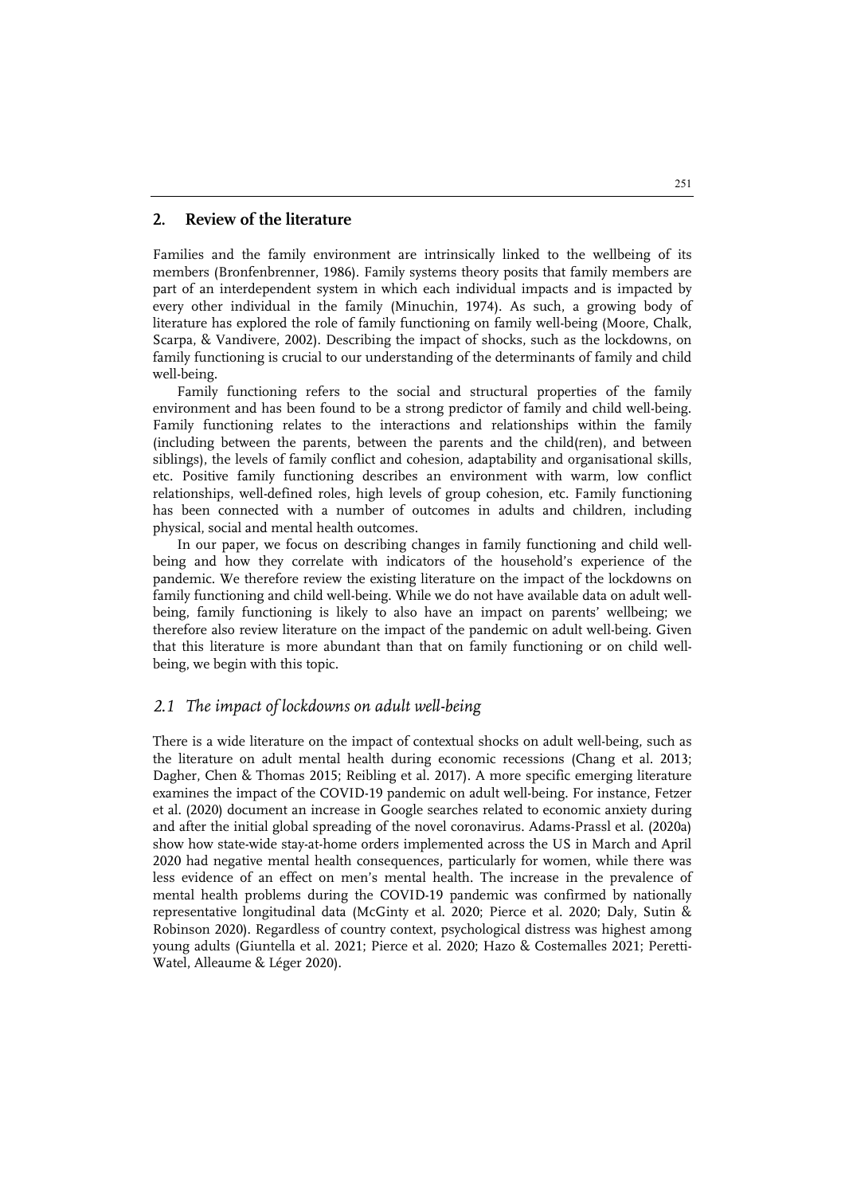## 2. Review of the literature

Families and the family environment are intrinsically linked to the wellbeing of its members (Bronfenbrenner, 1986). Family systems theory posits that family members are part of an interdependent system in which each individual impacts and is impacted by every other individual in the family (Minuchin, 1974). As such, a growing body of literature has explored the role of family functioning on family well-being (Moore, Chalk, Scarpa, & Vandivere, 2002). Describing the impact of shocks, such as the lockdowns, on family functioning is crucial to our understanding of the determinants of family and child well-being.

Family functioning refers to the social and structural properties of the family environment and has been found to be a strong predictor of family and child well-being. Family functioning relates to the interactions and relationships within the family (including between the parents, between the parents and the child(ren), and between siblings), the levels of family conflict and cohesion, adaptability and organisational skills, etc. Positive family functioning describes an environment with warm, low conflict relationships, well-defined roles, high levels of group cohesion, etc. Family functioning has been connected with a number of outcomes in adults and children, including physical, social and mental health outcomes.

In our paper, we focus on describing changes in family functioning and child well-being and how they correlate with indicators of the household's experience of the pandemic. We therefore review the existing literature on the impact of the lockdowns on family functioning and child well-being. While we do not have available data on adult well-being, family functioning is likely to also have an impact on parents' wellbeing; we therefore also review literature on the impact of the pandemic on adult well-being. Given that this literature is more abundant than that on family functioning or on child well-being, we begin with this topic.

### *2.1 The impact of lockdowns on adult well-being*

There is a wide literature on the impact of contextual shocks on adult well-being, such as the literature on adult mental health during economic recessions (Chang et al. 2013; Dagher, Chen & Thomas 2015; Reibling et al. 2017). A more specific emerging literature examines the impact of the COVID-19 pandemic on adult well-being. For instance, Fetzer et al. (2020) document an increase in Google searches related to economic anxiety during and after the initial global spreading of the novel coronavirus. Adams-Prassl et al. (2020a) show how state-wide stay-at-home orders implemented across the US in March and April 2020 had negative mental health consequences, particularly for women, while there was less evidence of an effect on men's mental health. The increase in the prevalence of mental health problems during the COVID-19 pandemic was confirmed by nationally representative longitudinal data (McGinty et al. 2020; Pierce et al. 2020; Daly, Sutin & Robinson 2020). Regardless of country context, psychological distress was highest among young adults (Giuntella et al. 2021; Pierce et al. 2020; Hazo & Costemalles 2021; Peretti-Watel, Alleaume & Léger 2020).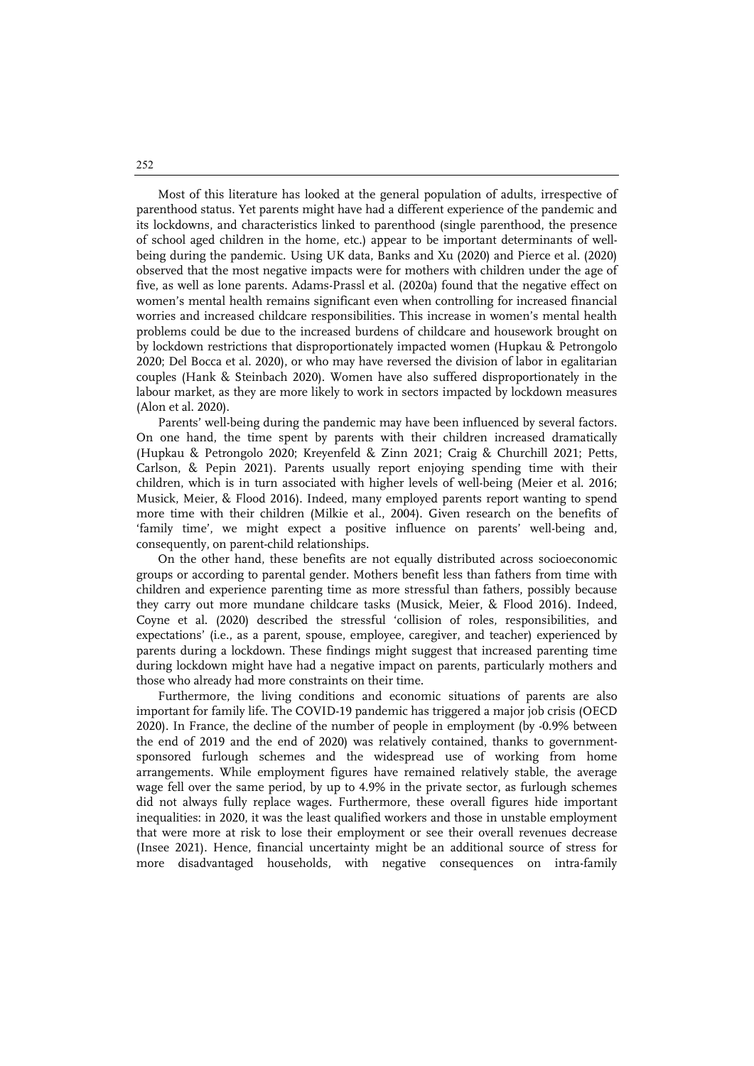Most of this literature has looked at the general population of adults, irrespective of parenthood status. Yet parents might have had a different experience of the pandemic and its lockdowns, and characteristics linked to parenthood (single parenthood, the presence of school aged children in the home, etc.) appear to be important determinants of well-being during the pandemic. Using UK data, Banks and Xu (2020) and Pierce et al. (2020) observed that the most negative impacts were for mothers with children under the age of five, as well as lone parents. Adams-Prassl et al. (2020a) found that the negative effect on women's mental health remains significant even when controlling for increased financial worries and increased childcare responsibilities. This increase in women's mental health problems could be due to the increased burdens of childcare and housework brought on by lockdown restrictions that disproportionately impacted women (Hupkau & Petrongolo 2020; Del Bocca et al. 2020), or who may have reversed the division of labor in egalitarian couples (Hank & Steinbach 2020). Women have also suffered disproportionately in the labour market, as they are more likely to work in sectors impacted by lockdown measures (Alon et al. 2020).

Parents' well-being during the pandemic may have been influenced by several factors. On one hand, the time spent by parents with their children increased dramatically (Hupkau & Petrongolo 2020; Kreyenfeld & Zinn 2021; Craig & Churchill 2021; Petts, Carlson, & Pepin 2021). Parents usually report enjoying spending time with their children, which is in turn associated with higher levels of well-being (Meier et al. 2016; Musick, Meier, & Flood 2016). Indeed, many employed parents report wanting to spend more time with their children (Milkie et al., 2004). Given research on the benefits of 'family time', we might expect a positive influence on parents' well-being and, consequently, on parent-child relationships.

On the other hand, these benefits are not equally distributed across socioeconomic groups or according to parental gender. Mothers benefit less than fathers from time with children and experience parenting time as more stressful than fathers, possibly because they carry out more mundane childcare tasks (Musick, Meier, & Flood 2016). Indeed, Coyne et al. (2020) described the stressful 'collision of roles, responsibilities, and expectations' (i.e., as a parent, spouse, employee, caregiver, and teacher) experienced by parents during a lockdown. These findings might suggest that increased parenting time during lockdown might have had a negative impact on parents, particularly mothers and those who already had more constraints on their time.

Furthermore, the living conditions and economic situations of parents are also important for family life. The COVID-19 pandemic has triggered a major job crisis (OECD 2020). In France, the decline of the number of people in employment (by -0.9% between the end of 2019 and the end of 2020) was relatively contained, thanks to government-sponsored furlough schemes and the widespread use of working from home arrangements. While employment figures have remained relatively stable, the average wage fell over the same period, by up to 4.9% in the private sector, as furlough schemes did not always fully replace wages. Furthermore, these overall figures hide important inequalities: in 2020, it was the least qualified workers and those in unstable employment that were more at risk to lose their employment or see their overall revenues decrease (Insee 2021). Hence, financial uncertainty might be an additional source of stress for more disadvantaged households, with negative consequences on intra-family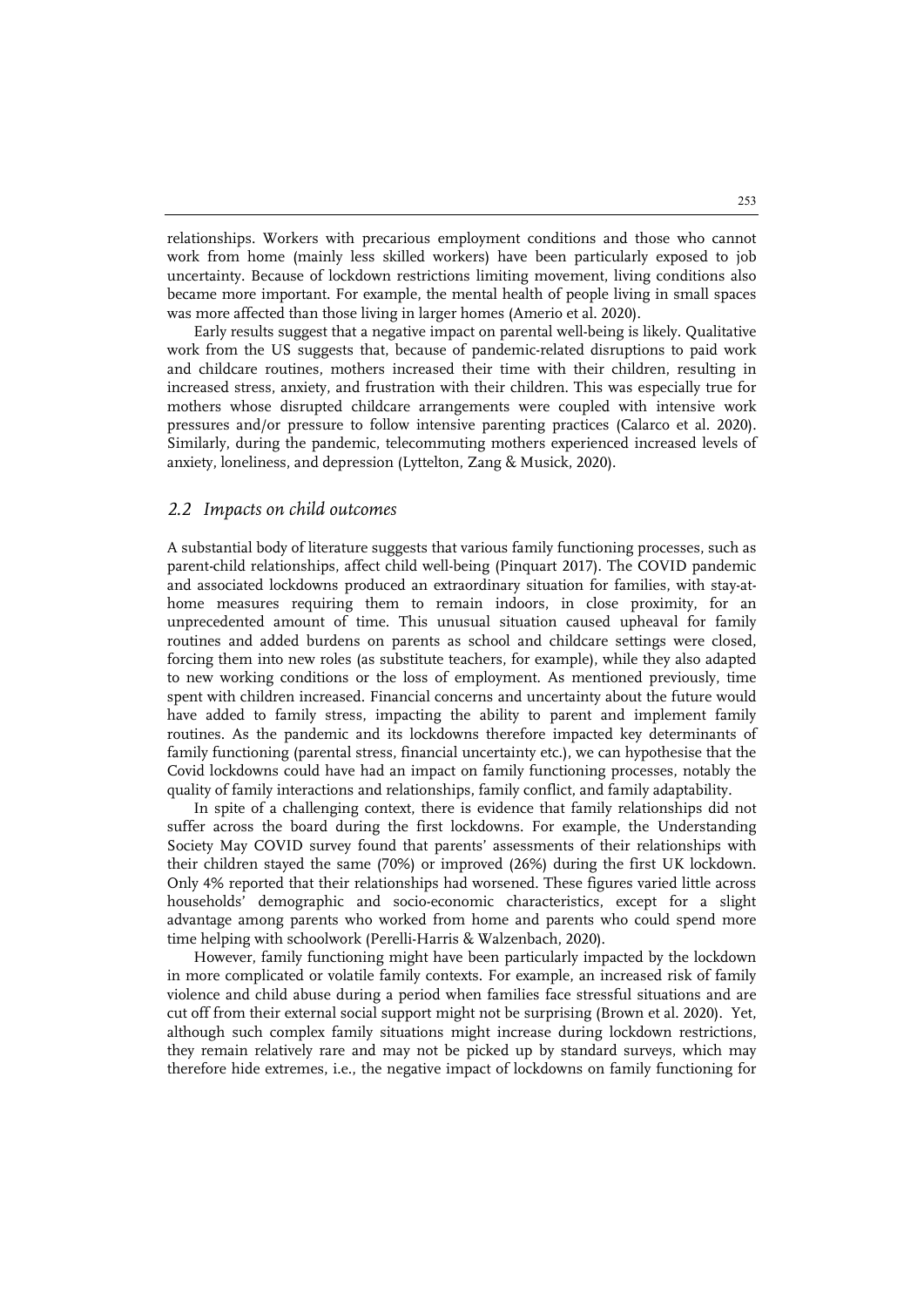relationships. Workers with precarious employment conditions and those who cannot work from home (mainly less skilled workers) have been particularly exposed to job uncertainty. Because of lockdown restrictions limiting movement, living conditions also became more important. For example, the mental health of people living in small spaces was more affected than those living in larger homes (Amerio et al. 2020).

Early results suggest that a negative impact on parental well-being is likely. Qualitative work from the US suggests that, because of pandemic-related disruptions to paid work and childcare routines, mothers increased their time with their children, resulting in increased stress, anxiety, and frustration with their children. This was especially true for mothers whose disrupted childcare arrangements were coupled with intensive work pressures and/or pressure to follow intensive parenting practices (Calarco et al. 2020). Similarly, during the pandemic, telecommuting mothers experienced increased levels of anxiety, loneliness, and depression (Lyttelton, Zang & Musick, 2020).

## *2.2 Impacts on child outcomes*

A substantial body of literature suggests that various family functioning processes, such as parent-child relationships, affect child well-being (Pinquart 2017). The COVID pandemic and associated lockdowns produced an extraordinary situation for families, with stay-at-home measures requiring them to remain indoors, in close proximity, for an unprecedented amount of time. This unusual situation caused upheaval for family routines and added burdens on parents as school and childcare settings were closed, forcing them into new roles (as substitute teachers, for example), while they also adapted to new working conditions or the loss of employment. As mentioned previously, time spent with children increased. Financial concerns and uncertainty about the future would have added to family stress, impacting the ability to parent and implement family routines. As the pandemic and its lockdowns therefore impacted key determinants of family functioning (parental stress, financial uncertainty etc.), we can hypothesise that the Covid lockdowns could have had an impact on family functioning processes, notably the quality of family interactions and relationships, family conflict, and family adaptability.

In spite of a challenging context, there is evidence that family relationships did not suffer across the board during the first lockdowns. For example, the Understanding Society May COVID survey found that parents' assessments of their relationships with their children stayed the same (70%) or improved (26%) during the first UK lockdown. Only 4% reported that their relationships had worsened. These figures varied little across households' demographic and socio-economic characteristics, except for a slight advantage among parents who worked from home and parents who could spend more time helping with schoolwork (Perelli-Harris & Walzenbach, 2020).

However, family functioning might have been particularly impacted by the lockdown in more complicated or volatile family contexts. For example, an increased risk of family violence and child abuse during a period when families face stressful situations and are cut off from their external social support might not be surprising (Brown et al. 2020). Yet, although such complex family situations might increase during lockdown restrictions, they remain relatively rare and may not be picked up by standard surveys, which may therefore hide extremes, i.e., the negative impact of lockdowns on family functioning for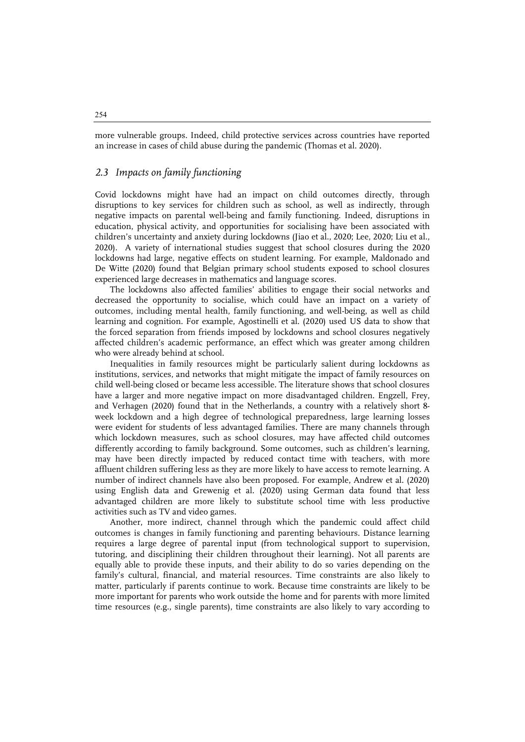more vulnerable groups. Indeed, child protective services across countries have reported an increase in cases of child abuse during the pandemic (Thomas et al. 2020).

## *2.3 Impacts on family functioning*

Covid lockdowns might have had an impact on child outcomes directly, through disruptions to key services for children such as school, as well as indirectly, through negative impacts on parental well-being and family functioning. Indeed, disruptions in education, physical activity, and opportunities for socialising have been associated with children's uncertainty and anxiety during lockdowns (Jiao et al., 2020; Lee, 2020; Liu et al., 2020). A variety of international studies suggest that school closures during the 2020 lockdowns had large, negative effects on student learning. For example, Maldonado and De Witte (2020) found that Belgian primary school students exposed to school closures experienced large decreases in mathematics and language scores.

The lockdowns also affected families' abilities to engage their social networks and decreased the opportunity to socialise, which could have an impact on a variety of outcomes, including mental health, family functioning, and well-being, as well as child learning and cognition. For example, Agostinelli et al. (2020) used US data to show that the forced separation from friends imposed by lockdowns and school closures negatively affected children's academic performance, an effect which was greater among children who were already behind at school.

Inequalities in family resources might be particularly salient during lockdowns as institutions, services, and networks that might mitigate the impact of family resources on child well-being closed or became less accessible. The literature shows that school closures have a larger and more negative impact on more disadvantaged children. Engzell, Frey, and Verhagen (2020) found that in the Netherlands, a country with a relatively short 8-week lockdown and a high degree of technological preparedness, large learning losses were evident for students of less advantaged families. There are many channels through which lockdown measures, such as school closures, may have affected child outcomes differently according to family background. Some outcomes, such as children's learning, may have been directly impacted by reduced contact time with teachers, with more affluent children suffering less as they are more likely to have access to remote learning. A number of indirect channels have also been proposed. For example, Andrew et al. (2020) using English data and Grewenig et al. (2020) using German data found that less advantaged children are more likely to substitute school time with less productive activities such as TV and video games.

Another, more indirect, channel through which the pandemic could affect child outcomes is changes in family functioning and parenting behaviours. Distance learning requires a large degree of parental input (from technological support to supervision, tutoring, and disciplining their children throughout their learning). Not all parents are equally able to provide these inputs, and their ability to do so varies depending on the family's cultural, financial, and material resources. Time constraints are also likely to matter, particularly if parents continue to work. Because time constraints are likely to be more important for parents who work outside the home and for parents with more limited time resources (e.g., single parents), time constraints are also likely to vary according to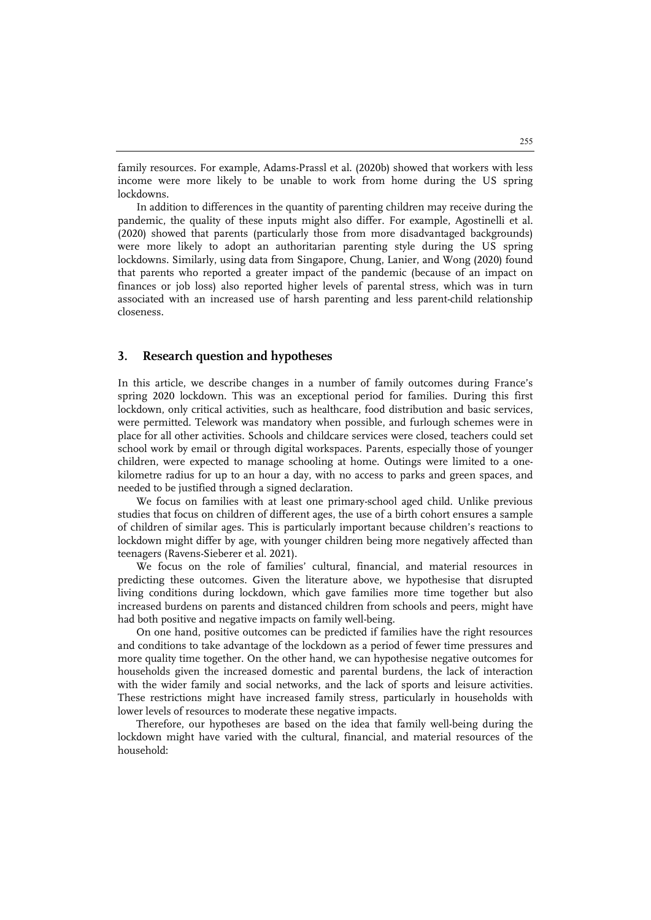family resources. For example, Adams-Prassl et al. (2020b) showed that workers with less income were more likely to be unable to work from home during the US spring lockdowns.

In addition to differences in the quantity of parenting children may receive during the pandemic, the quality of these inputs might also differ. For example, Agostinelli et al. (2020) showed that parents (particularly those from more disadvantaged backgrounds) were more likely to adopt an authoritarian parenting style during the US spring lockdowns. Similarly, using data from Singapore, Chung, Lanier, and Wong (2020) found that parents who reported a greater impact of the pandemic (because of an impact on finances or job loss) also reported higher levels of parental stress, which was in turn associated with an increased use of harsh parenting and less parent-child relationship closeness.

## 3. Research question and hypotheses

In this article, we describe changes in a number of family outcomes during France's spring 2020 lockdown. This was an exceptional period for families. During this first lockdown, only critical activities, such as healthcare, food distribution and basic services, were permitted. Telework was mandatory when possible, and furlough schemes were in place for all other activities. Schools and childcare services were closed, teachers could set school work by email or through digital workspaces. Parents, especially those of younger children, were expected to manage schooling at home. Outings were limited to a one-kilometre radius for up to an hour a day, with no access to parks and green spaces, and needed to be justified through a signed declaration.

We focus on families with at least one primary-school aged child. Unlike previous studies that focus on children of different ages, the use of a birth cohort ensures a sample of children of similar ages. This is particularly important because children's reactions to lockdown might differ by age, with younger children being more negatively affected than teenagers (Ravens-Sieberer et al. 2021).

We focus on the role of families' cultural, financial, and material resources in predicting these outcomes. Given the literature above, we hypothesise that disrupted living conditions during lockdown, which gave families more time together but also increased burdens on parents and distanced children from schools and peers, might have had both positive and negative impacts on family well-being.

On one hand, positive outcomes can be predicted if families have the right resources and conditions to take advantage of the lockdown as a period of fewer time pressures and more quality time together. On the other hand, we can hypothesise negative outcomes for households given the increased domestic and parental burdens, the lack of interaction with the wider family and social networks, and the lack of sports and leisure activities. These restrictions might have increased family stress, particularly in households with lower levels of resources to moderate these negative impacts.

Therefore, our hypotheses are based on the idea that family well-being during the lockdown might have varied with the cultural, financial, and material resources of the household: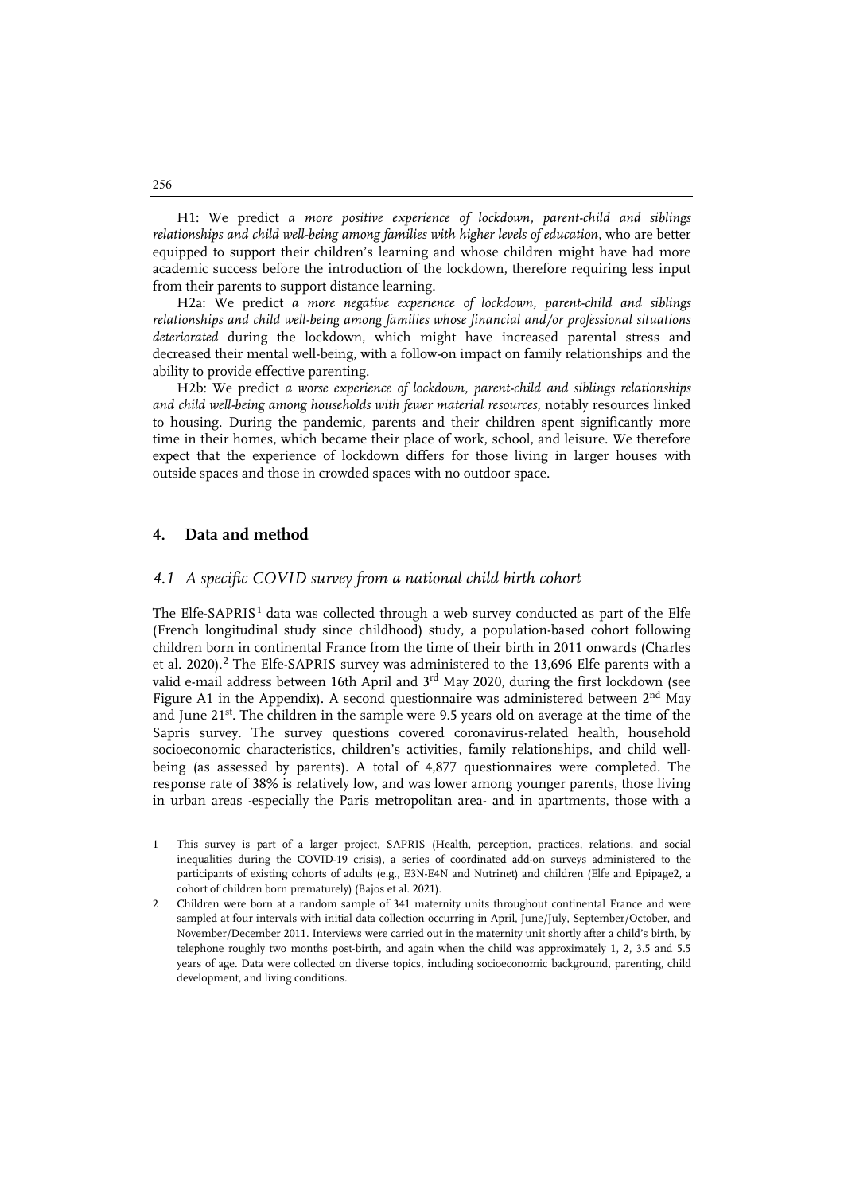H1: We predict *a more positive experience of lockdown, parent-child and siblings relationships and child well-being among families with higher levels of education,* who are better equipped to support their children's learning and whose children might have had more academic success before the introduction of the lockdown, therefore requiring less input from their parents to support distance learning.

H2a: We predict *a more negative experience of lockdown, parent-child and siblings relationships and child well-being among families whose financial and/or professional situations deteriorated* during the lockdown, which might have increased parental stress and decreased their mental well-being, with a follow-on impact on family relationships and the ability to provide effective parenting.

H2b: We predict *a worse experience of lockdown, parent-child and siblings relationships and child well-being among households with fewer material resources,* notably resources linked to housing. During the pandemic, parents and their children spent significantly more time in their homes, which became their place of work, school, and leisure. We therefore expect that the experience of lockdown differs for those living in larger houses with outside spaces and those in crowded spaces with no outdoor space.

## 4. Data and method

### *4.1 A specific COVID survey from a national child birth cohort*

The Elfe-SAPRIS[1] data was collected through a web survey conducted as part of the Elfe (French longitudinal study since childhood) study, a population-based cohort following children born in continental France from the time of their birth in 2011 onwards (Charles et al. 2020).[2] The Elfe-SAPRIS survey was administered to the 13,696 Elfe parents with a valid e-mail address between 16th April and 3rd May 2020, during the first lockdown (see Figure A1 in the Appendix). A second questionnaire was administered between 2nd May and June 21st. The children in the sample were 9.5 years old on average at the time of the Sapris survey. The survey questions covered coronavirus-related health, household socioeconomic characteristics, children's activities, family relationships, and child well-being (as assessed by parents). A total of 4,877 questionnaires were completed. The response rate of 38% is relatively low, and was lower among younger parents, those living in urban areas -especially the Paris metropolitan area- and in apartments, those with a

---

1 This survey is part of a larger project, SAPRIS (Health, perception, practices, relations, and social inequalities during the COVID-19 crisis), a series of coordinated add-on surveys administered to the participants of existing cohorts of adults (e.g., E3N-E4N and Nutrinet) and children (Elfe and Epipage2, a cohort of children born prematurely) (Bajos et al. 2021).

2 Children were born at a random sample of 341 maternity units throughout continental France and were sampled at four intervals with initial data collection occurring in April, June/July, September/October, and November/December 2011. Interviews were carried out in the maternity unit shortly after a child's birth, by telephone roughly two months post-birth, and again when the child was approximately 1, 2, 3.5 and 5.5 years of age. Data were collected on diverse topics, including socioeconomic background, parenting, child development, and living conditions.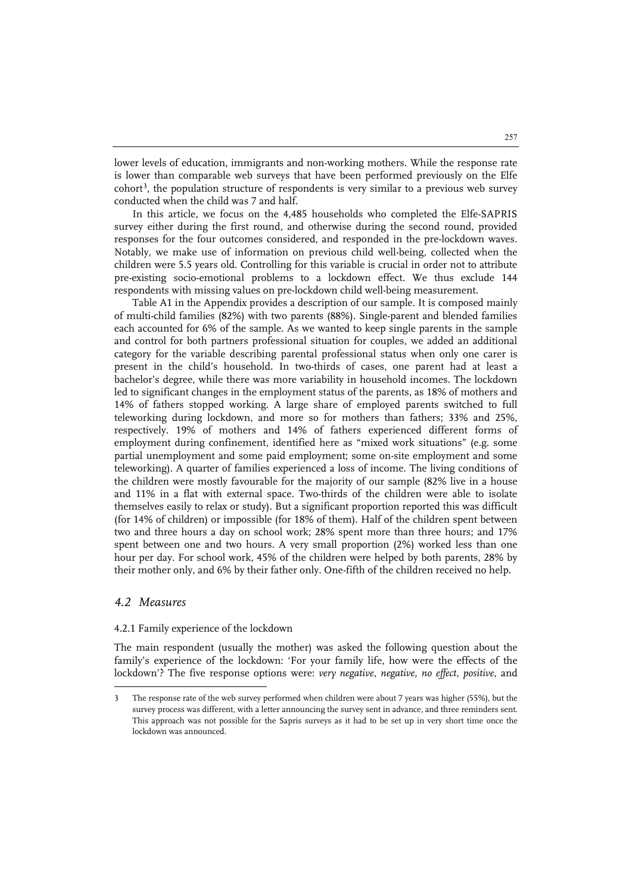lower levels of education, immigrants and non-working mothers. While the response rate is lower than comparable web surveys that have been performed previously on the Elfe cohort[3], the population structure of respondents is very similar to a previous web survey conducted when the child was 7 and half.

In this article, we focus on the 4,485 households who completed the Elfe-SAPRIS survey either during the first round, and otherwise during the second round, provided responses for the four outcomes considered, and responded in the pre-lockdown waves. Notably, we make use of information on previous child well-being, collected when the children were 5.5 years old. Controlling for this variable is crucial in order not to attribute pre-existing socio-emotional problems to a lockdown effect. We thus exclude 144 respondents with missing values on pre-lockdown child well-being measurement.

Table A1 in the Appendix provides a description of our sample. It is composed mainly of multi-child families (82%) with two parents (88%). Single-parent and blended families each accounted for 6% of the sample. As we wanted to keep single parents in the sample and control for both partners professional situation for couples, we added an additional category for the variable describing parental professional status when only one carer is present in the child's household. In two-thirds of cases, one parent had at least a bachelor's degree, while there was more variability in household incomes. The lockdown led to significant changes in the employment status of the parents, as 18% of mothers and 14% of fathers stopped working. A large share of employed parents switched to full teleworking during lockdown, and more so for mothers than fathers; 33% and 25%, respectively. 19% of mothers and 14% of fathers experienced different forms of employment during confinement, identified here as "mixed work situations" (e.g. some partial unemployment and some paid employment; some on-site employment and some teleworking). A quarter of families experienced a loss of income. The living conditions of the children were mostly favourable for the majority of our sample (82% live in a house and 11% in a flat with external space. Two-thirds of the children were able to isolate themselves easily to relax or study). But a significant proportion reported this was difficult (for 14% of children) or impossible (for 18% of them). Half of the children spent between two and three hours a day on school work; 28% spent more than three hours; and 17% spent between one and two hours. A very small proportion (2%) worked less than one hour per day. For school work, 45% of the children were helped by both parents, 28% by their mother only, and 6% by their father only. One-fifth of the children received no help.

## *4.2 Measures*

### 4.2.1 Family experience of the lockdown

The main respondent (usually the mother) was asked the following question about the family's experience of the lockdown: 'For your family life, how were the effects of the lockdown'? The five response options were: *very negative*, *negative*, *no effect*, *positive,* and

---

[3] The response rate of the web survey performed when children were about 7 years was higher (55%), but the survey process was different, with a letter announcing the survey sent in advance, and three reminders sent. This approach was not possible for the Sapris surveys as it had to be set up in very short time once the lockdown was announced.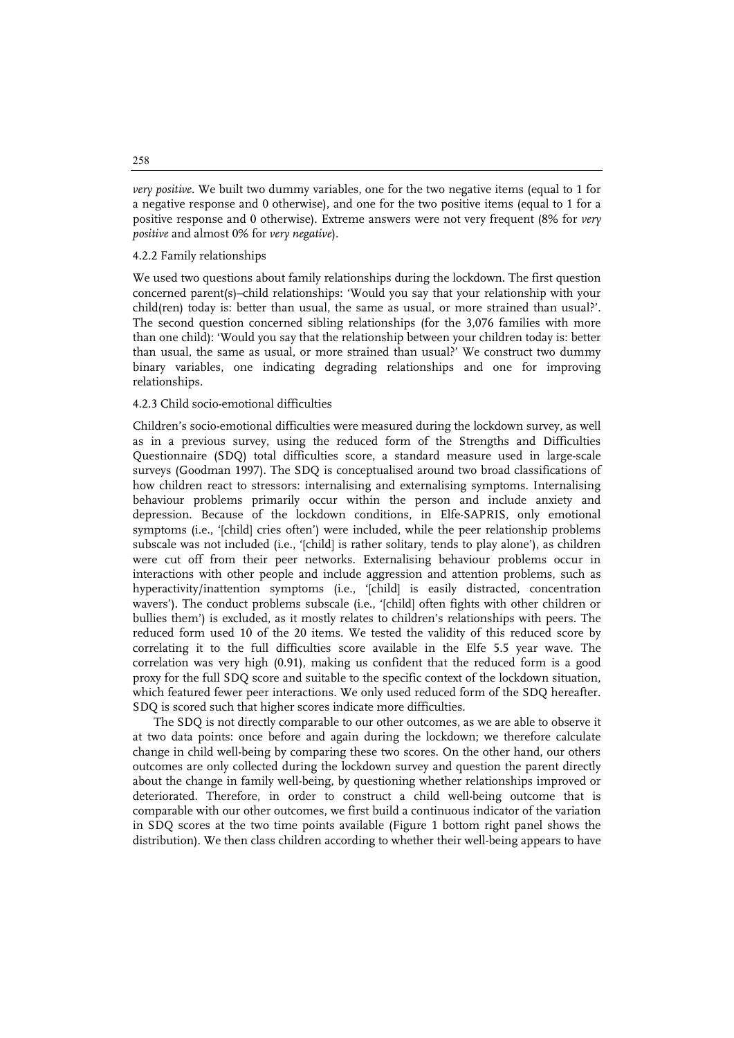*very positive*. We built two dummy variables, one for the two negative items (equal to 1 for a negative response and 0 otherwise), and one for the two positive items (equal to 1 for a positive response and 0 otherwise). Extreme answers were not very frequent (8% for *very positive* and almost 0% for *very negative*).

#### 4.2.2 Family relationships

We used two questions about family relationships during the lockdown. The first question concerned parent(s)–child relationships: 'Would you say that your relationship with your child(ren) today is: better than usual, the same as usual, or more strained than usual?'. The second question concerned sibling relationships (for the 3,076 families with more than one child): 'Would you say that the relationship between your children today is: better than usual, the same as usual, or more strained than usual?' We construct two dummy binary variables, one indicating degrading relationships and one for improving relationships.

#### 4.2.3 Child socio-emotional difficulties

Children's socio-emotional difficulties were measured during the lockdown survey, as well as in a previous survey, using the reduced form of the Strengths and Difficulties Questionnaire (SDQ) total difficulties score, a standard measure used in large-scale surveys (Goodman 1997). The SDQ is conceptualised around two broad classifications of how children react to stressors: internalising and externalising symptoms. Internalising behaviour problems primarily occur within the person and include anxiety and depression. Because of the lockdown conditions, in Elfe-SAPRIS, only emotional symptoms (i.e., '[child] cries often') were included, while the peer relationship problems subscale was not included (i.e., '[child] is rather solitary, tends to play alone'), as children were cut off from their peer networks. Externalising behaviour problems occur in interactions with other people and include aggression and attention problems, such as hyperactivity/inattention symptoms (i.e., '[child] is easily distracted, concentration wavers'). The conduct problems subscale (i.e., '[child] often fights with other children or bullies them') is excluded, as it mostly relates to children's relationships with peers. The reduced form used 10 of the 20 items. We tested the validity of this reduced score by correlating it to the full difficulties score available in the Elfe 5.5 year wave. The correlation was very high (0.91), making us confident that the reduced form is a good proxy for the full SDQ score and suitable to the specific context of the lockdown situation, which featured fewer peer interactions. We only used reduced form of the SDQ hereafter. SDQ is scored such that higher scores indicate more difficulties.

The SDQ is not directly comparable to our other outcomes, as we are able to observe it at two data points: once before and again during the lockdown; we therefore calculate change in child well-being by comparing these two scores. On the other hand, our others outcomes are only collected during the lockdown survey and question the parent directly about the change in family well-being, by questioning whether relationships improved or deteriorated. Therefore, in order to construct a child well-being outcome that is comparable with our other outcomes, we first build a continuous indicator of the variation in SDQ scores at the two time points available (Figure 1 bottom right panel shows the distribution). We then class children according to whether their well-being appears to have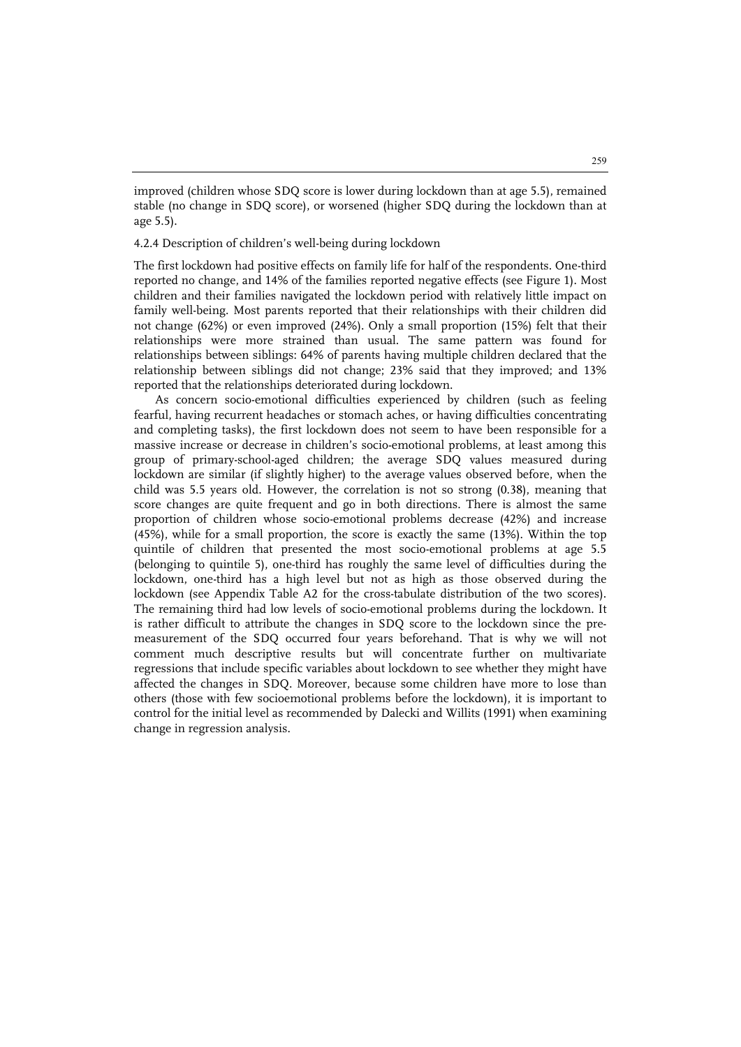improved (children whose SDQ score is lower during lockdown than at age 5.5), remained stable (no change in SDQ score), or worsened (higher SDQ during the lockdown than at age 5.5).

#### 4.2.4 Description of children's well-being during lockdown

The first lockdown had positive effects on family life for half of the respondents. One-third reported no change, and 14% of the families reported negative effects (see Figure 1). Most children and their families navigated the lockdown period with relatively little impact on family well-being. Most parents reported that their relationships with their children did not change (62%) or even improved (24%). Only a small proportion (15%) felt that their relationships were more strained than usual. The same pattern was found for relationships between siblings: 64% of parents having multiple children declared that the relationship between siblings did not change; 23% said that they improved; and 13% reported that the relationships deteriorated during lockdown.

As concern socio-emotional difficulties experienced by children (such as feeling fearful, having recurrent headaches or stomach aches, or having difficulties concentrating and completing tasks), the first lockdown does not seem to have been responsible for a massive increase or decrease in children's socio-emotional problems, at least among this group of primary-school-aged children; the average SDQ values measured during lockdown are similar (if slightly higher) to the average values observed before, when the child was 5.5 years old. However, the correlation is not so strong (0.38), meaning that score changes are quite frequent and go in both directions. There is almost the same proportion of children whose socio-emotional problems decrease (42%) and increase (45%), while for a small proportion, the score is exactly the same (13%). Within the top quintile of children that presented the most socio-emotional problems at age 5.5 (belonging to quintile 5), one-third has roughly the same level of difficulties during the lockdown, one-third has a high level but not as high as those observed during the lockdown (see Appendix Table A2 for the cross-tabulate distribution of the two scores). The remaining third had low levels of socio-emotional problems during the lockdown. It is rather difficult to attribute the changes in SDQ score to the lockdown since the pre-measurement of the SDQ occurred four years beforehand. That is why we will not comment much descriptive results but will concentrate further on multivariate regressions that include specific variables about lockdown to see whether they might have affected the changes in SDQ. Moreover, because some children have more to lose than others (those with few socioemotional problems before the lockdown), it is important to control for the initial level as recommended by Dalecki and Willits (1991) when examining change in regression analysis.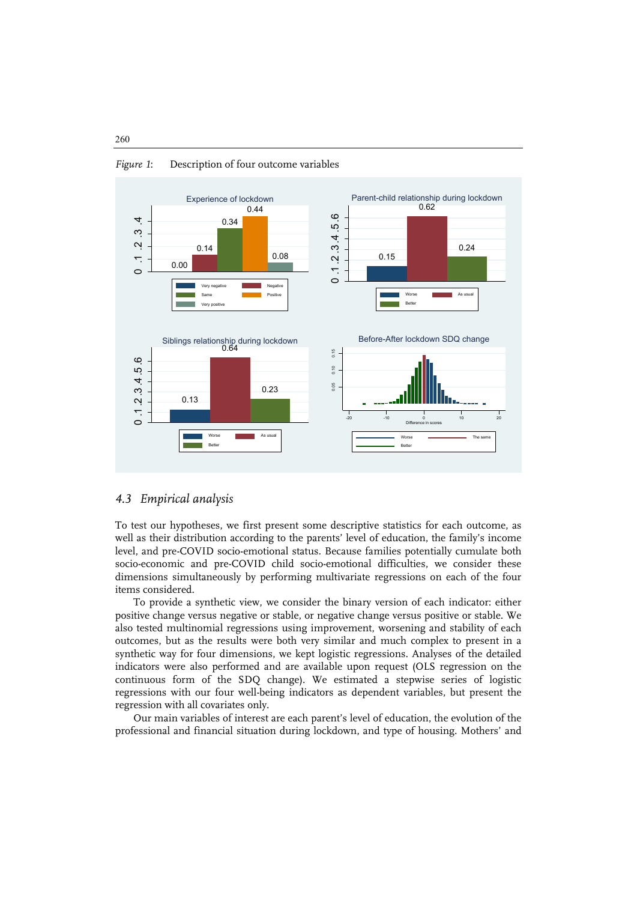*Figure 1*: Description of four outcome variables

## 4.3 *Empirical analysis*

To test our hypotheses, we first present some descriptive statistics for each outcome, as well as their distribution according to the parents' level of education, the family's income level, and pre-COVID socio-emotional status. Because families potentially cumulate both socio-economic and pre-COVID child socio-emotional difficulties, we consider these dimensions simultaneously by performing multivariate regressions on each of the four items considered.

To provide a synthetic view, we consider the binary version of each indicator: either positive change versus negative or stable, or negative change versus positive or stable. We also tested multinomial regressions using improvement, worsening and stability of each outcomes, but as the results were both very similar and much complex to present in a synthetic way for four dimensions, we kept logistic regressions. Analyses of the detailed indicators were also performed and are available upon request (OLS regression on the continuous form of the SDQ change). We estimated a stepwise series of logistic regressions with our four well-being indicators as dependent variables, but present the regression with all covariates only.

Our main variables of interest are each parent's level of education, the evolution of the professional and financial situation during lockdown, and type of housing. Mothers' and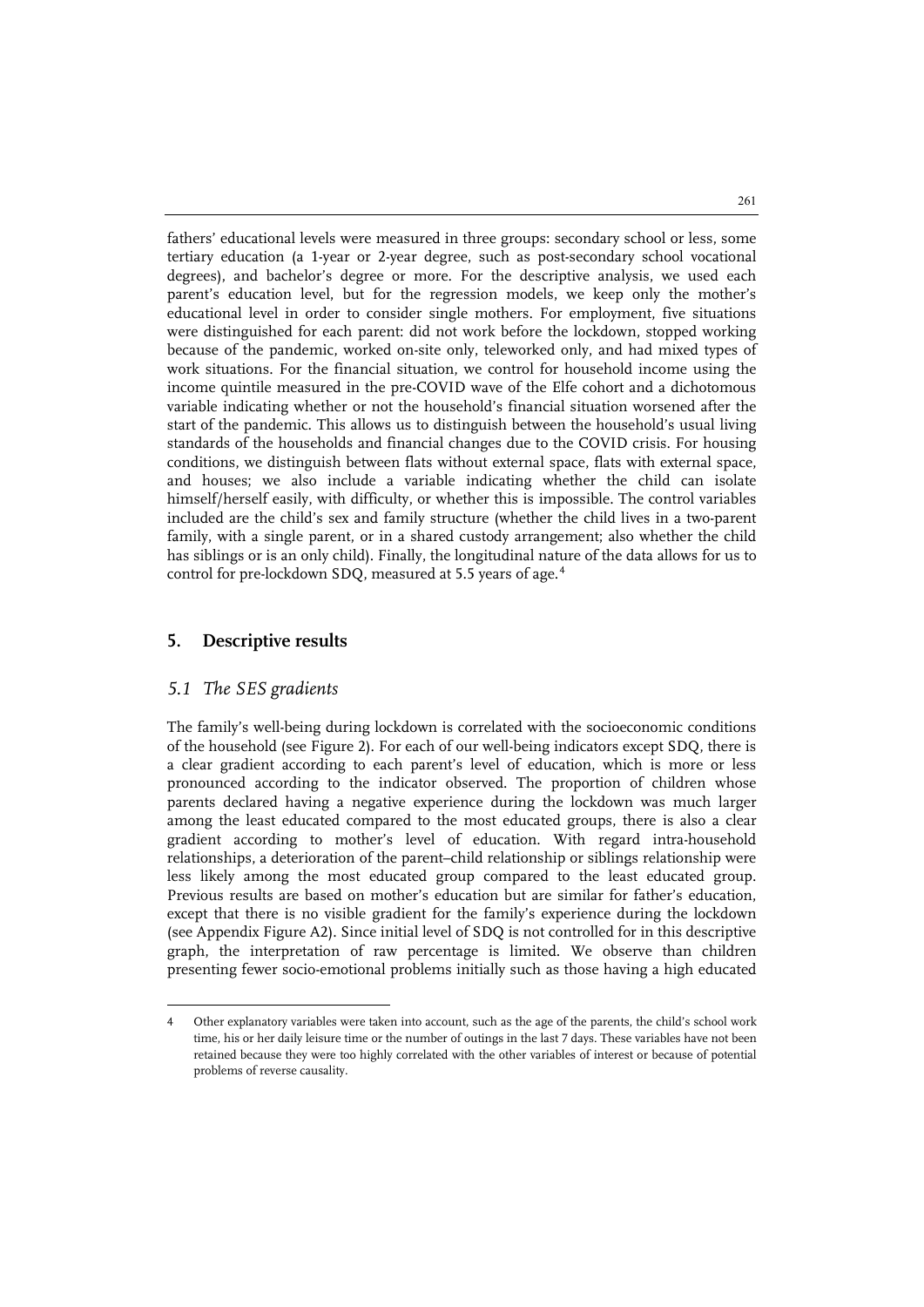fathers' educational levels were measured in three groups: secondary school or less, some tertiary education (a 1-year or 2-year degree, such as post-secondary school vocational degrees), and bachelor's degree or more. For the descriptive analysis, we used each parent's education level, but for the regression models, we keep only the mother's educational level in order to consider single mothers. For employment, five situations were distinguished for each parent: did not work before the lockdown, stopped working because of the pandemic, worked on-site only, teleworked only, and had mixed types of work situations. For the financial situation, we control for household income using the income quintile measured in the pre-COVID wave of the Elfe cohort and a dichotomous variable indicating whether or not the household's financial situation worsened after the start of the pandemic. This allows us to distinguish between the household's usual living standards of the households and financial changes due to the COVID crisis. For housing conditions, we distinguish between flats without external space, flats with external space, and houses; we also include a variable indicating whether the child can isolate himself/herself easily, with difficulty, or whether this is impossible. The control variables included are the child's sex and family structure (whether the child lives in a two-parent family, with a single parent, or in a shared custody arrangement; also whether the child has siblings or is an only child). Finally, the longitudinal nature of the data allows for us to control for pre-lockdown SDQ, measured at 5.5 years of age.[4]

## 5. Descriptive results

### *5.1 The SES gradients*

The family's well-being during lockdown is correlated with the socioeconomic conditions of the household (see Figure 2). For each of our well-being indicators except SDQ, there is a clear gradient according to each parent's level of education, which is more or less pronounced according to the indicator observed. The proportion of children whose parents declared having a negative experience during the lockdown was much larger among the least educated compared to the most educated groups, there is also a clear gradient according to mother's level of education. With regard intra-household relationships, a deterioration of the parent–child relationship or siblings relationship were less likely among the most educated group compared to the least educated group. Previous results are based on mother's education but are similar for father's education, except that there is no visible gradient for the family's experience during the lockdown (see Appendix Figure A2). Since initial level of SDQ is not controlled for in this descriptive graph, the interpretation of raw percentage is limited. We observe than children presenting fewer socio-emotional problems initially such as those having a high educated

4 Other explanatory variables were taken into account, such as the age of the parents, the child's school work time, his or her daily leisure time or the number of outings in the last 7 days. These variables have not been retained because they were too highly correlated with the other variables of interest or because of potential problems of reverse causality.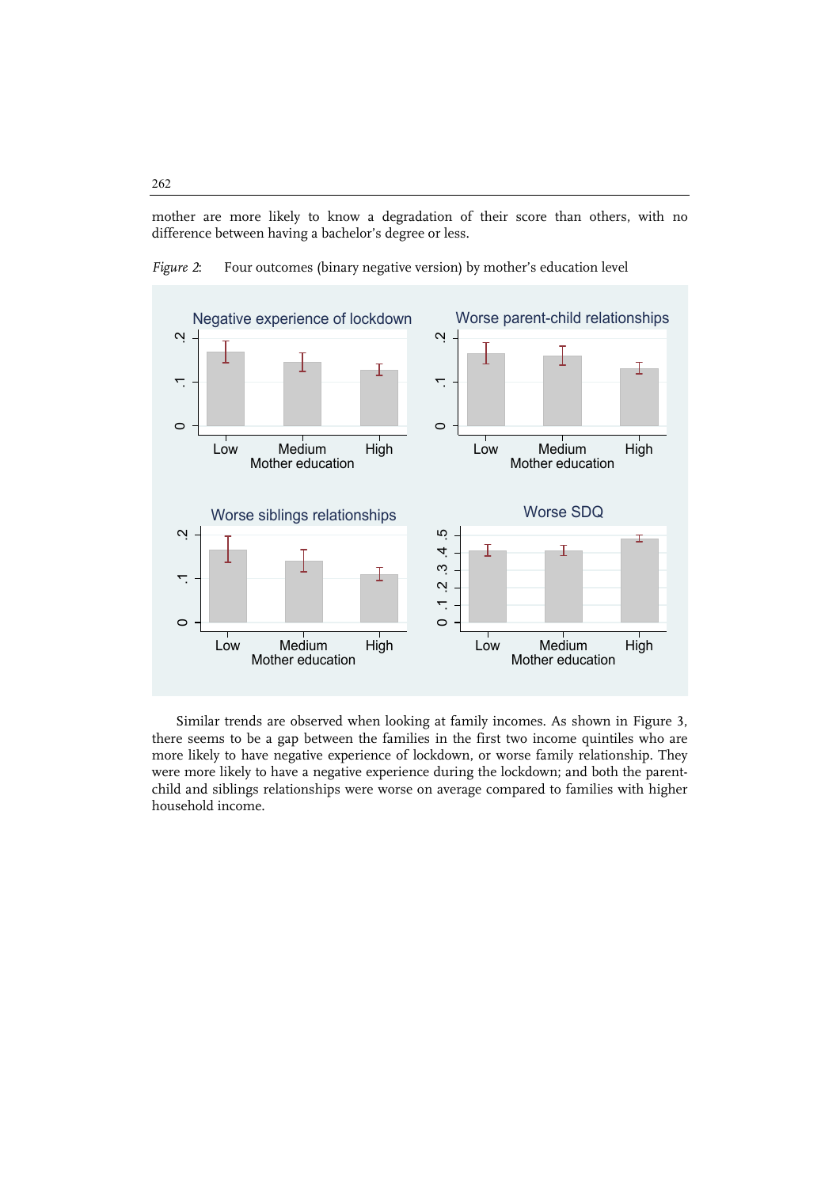mother are more likely to know a degradation of their score than others, with no difference between having a bachelor's degree or less.

*Figure 2:* Four outcomes (binary negative version) by mother's education level

Similar trends are observed when looking at family incomes. As shown in Figure 3, there seems to be a gap between the families in the first two income quintiles who are more likely to have negative experience of lockdown, or worse family relationship. They were more likely to have a negative experience during the lockdown; and both the parent-child and siblings relationships were worse on average compared to families with higher household income.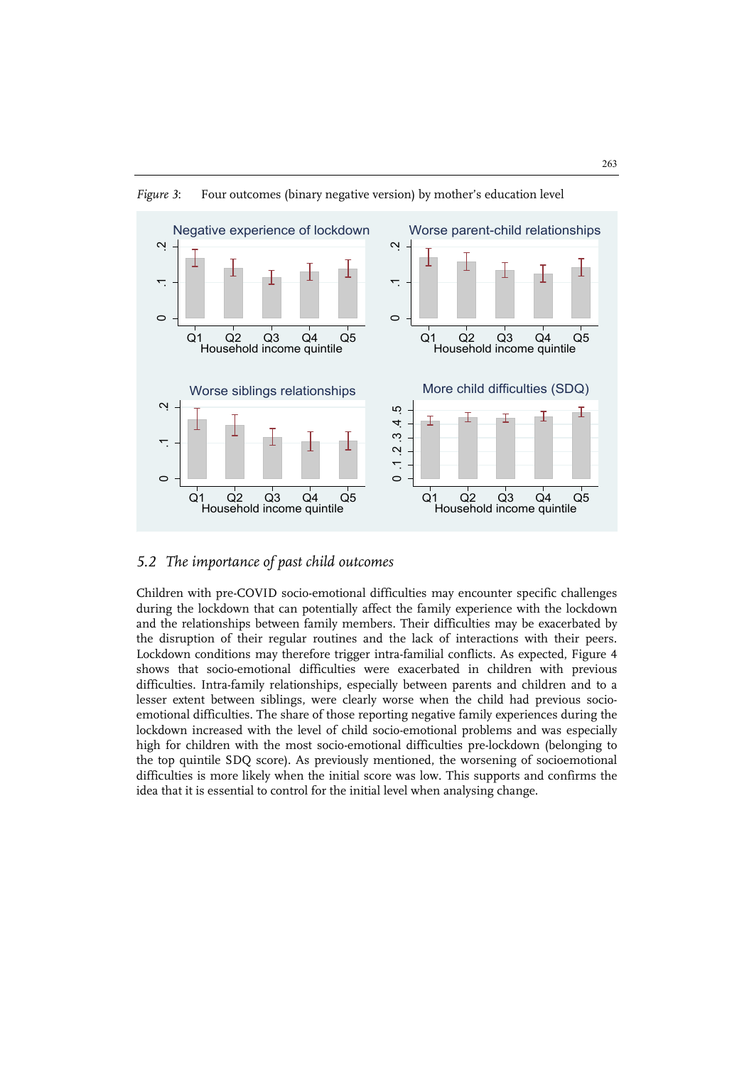*Figure 3*: Four outcomes (binary negative version) by mother's education level

## *5.2 The importance of past child outcomes*

Children with pre-COVID socio-emotional difficulties may encounter specific challenges during the lockdown that can potentially affect the family experience with the lockdown and the relationships between family members. Their difficulties may be exacerbated by the disruption of their regular routines and the lack of interactions with their peers. Lockdown conditions may therefore trigger intra-familial conflicts. As expected, Figure 4 shows that socio-emotional difficulties were exacerbated in children with previous difficulties. Intra-family relationships, especially between parents and children and to a lesser extent between siblings, were clearly worse when the child had previous socio-emotional difficulties. The share of those reporting negative family experiences during the lockdown increased with the level of child socio-emotional problems and was especially high for children with the most socio-emotional difficulties pre-lockdown (belonging to the top quintile SDQ score). As previously mentioned, the worsening of socioemotional difficulties is more likely when the initial score was low. This supports and confirms the idea that it is essential to control for the initial level when analysing change.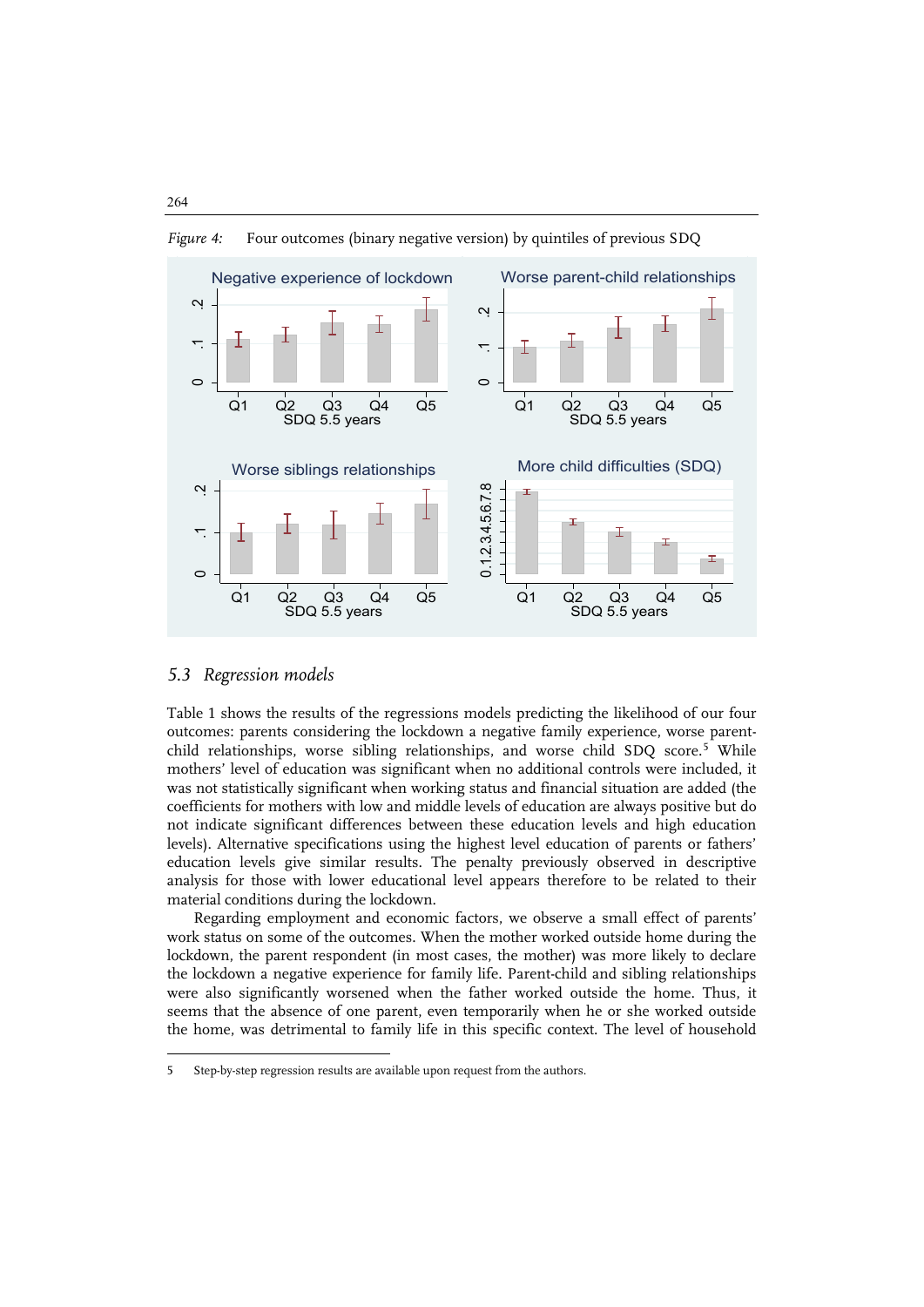*Figure 4:* Four outcomes (binary negative version) by quintiles of previous SDQ

## 5.3 Regression models

Table 1 shows the results of the regressions models predicting the likelihood of our four outcomes: parents considering the lockdown a negative family experience, worse parent-child relationships, worse sibling relationships, and worse child SDQ score.[5] While mothers' level of education was significant when no additional controls were included, it was not statistically significant when working status and financial situation are added (the coefficients for mothers with low and middle levels of education are always positive but do not indicate significant differences between these education levels and high education levels). Alternative specifications using the highest level education of parents or fathers' education levels give similar results. The penalty previously observed in descriptive analysis for those with lower educational level appears therefore to be related to their material conditions during the lockdown.

Regarding employment and economic factors, we observe a small effect of parents' work status on some of the outcomes. When the mother worked outside home during the lockdown, the parent respondent (in most cases, the mother) was more likely to declare the lockdown a negative experience for family life. Parent-child and sibling relationships were also significantly worsened when the father worked outside the home. Thus, it seems that the absence of one parent, even temporarily when he or she worked outside the home, was detrimental to family life in this specific context. The level of household

5 Step-by-step regression results are available upon request from the authors.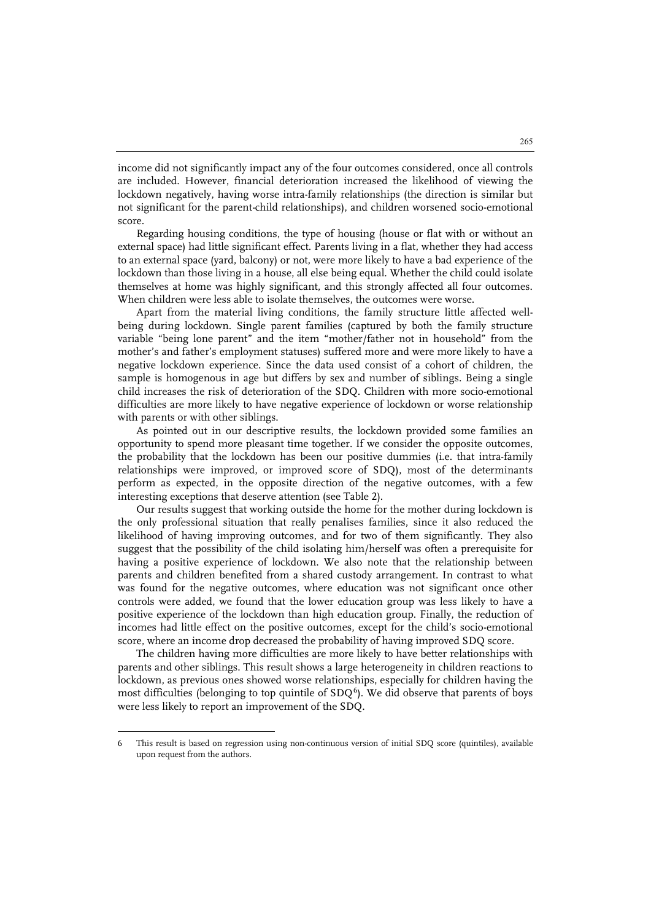income did not significantly impact any of the four outcomes considered, once all controls are included. However, financial deterioration increased the likelihood of viewing the lockdown negatively, having worse intra-family relationships (the direction is similar but not significant for the parent-child relationships), and children worsened socio-emotional score.

Regarding housing conditions, the type of housing (house or flat with or without an external space) had little significant effect. Parents living in a flat, whether they had access to an external space (yard, balcony) or not, were more likely to have a bad experience of the lockdown than those living in a house, all else being equal. Whether the child could isolate themselves at home was highly significant, and this strongly affected all four outcomes. When children were less able to isolate themselves, the outcomes were worse.

Apart from the material living conditions, the family structure little affected well-being during lockdown. Single parent families (captured by both the family structure variable "being lone parent" and the item "mother/father not in household" from the mother's and father's employment statuses) suffered more and were more likely to have a negative lockdown experience. Since the data used consist of a cohort of children, the sample is homogenous in age but differs by sex and number of siblings. Being a single child increases the risk of deterioration of the SDQ. Children with more socio-emotional difficulties are more likely to have negative experience of lockdown or worse relationship with parents or with other siblings.

As pointed out in our descriptive results, the lockdown provided some families an opportunity to spend more pleasant time together. If we consider the opposite outcomes, the probability that the lockdown has been our positive dummies (i.e. that intra-family relationships were improved, or improved score of SDQ), most of the determinants perform as expected, in the opposite direction of the negative outcomes, with a few interesting exceptions that deserve attention (see Table 2).

Our results suggest that working outside the home for the mother during lockdown is the only professional situation that really penalises families, since it also reduced the likelihood of having improving outcomes, and for two of them significantly. They also suggest that the possibility of the child isolating him/herself was often a prerequisite for having a positive experience of lockdown. We also note that the relationship between parents and children benefited from a shared custody arrangement. In contrast to what was found for the negative outcomes, where education was not significant once other controls were added, we found that the lower education group was less likely to have a positive experience of the lockdown than high education group. Finally, the reduction of incomes had little effect on the positive outcomes, except for the child's socio-emotional score, where an income drop decreased the probability of having improved SDQ score.

The children having more difficulties are more likely to have better relationships with parents and other siblings. This result shows a large heterogeneity in children reactions to lockdown, as previous ones showed worse relationships, especially for children having the most difficulties (belonging to top quintile of SDQ[6]). We did observe that parents of boys were less likely to report an improvement of the SDQ.

6 This result is based on regression using non-continuous version of initial SDQ score (quintiles), available upon request from the authors.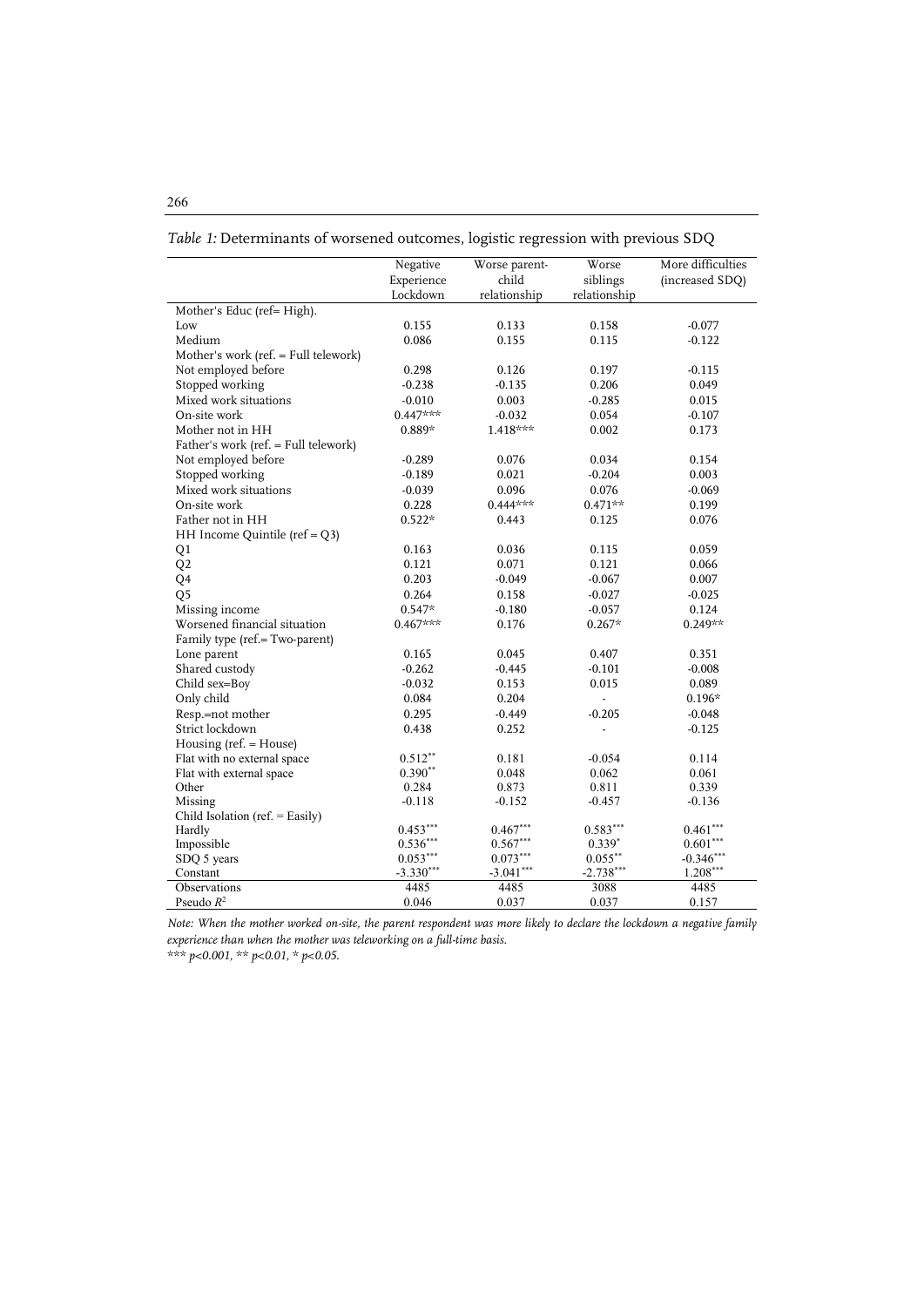*Table 1:* Determinants of worsened outcomes, logistic regression with previous SDQ

| | Negative Experience Lockdown | Worse parent-child relationship | Worse siblings relationship | More difficulties (increased SDQ) |
|---|---|---|---|---|
| Mother's Educ (ref= High). | | | | |
| Low | 0.155 | 0.133 | 0.158 | -0.077 |
| Medium | 0.086 | 0.155 | 0.115 | -0.122 |
| Mother's work (ref. = Full telework) | | | | |
| Not employed before | 0.298 | 0.126 | 0.197 | -0.115 |
| Stopped working | -0.238 | -0.135 | 0.206 | 0.049 |
| Mixed work situations | -0.010 | 0.003 | -0.285 | 0.015 |
| On-site work | 0.447*** | -0.032 | 0.054 | -0.107 |
| Mother not in HH | 0.889* | 1.418*** | 0.002 | 0.173 |
| Father's work (ref. = Full telework) | | | | |
| Not employed before | -0.289 | 0.076 | 0.034 | 0.154 |
| Stopped working | -0.189 | 0.021 | -0.204 | 0.003 |
| Mixed work situations | -0.039 | 0.096 | 0.076 | -0.069 |
| On-site work | 0.228 | 0.444*** | 0.471** | 0.199 |
| Father not in HH | 0.522* | 0.443 | 0.125 | 0.076 |
| HH Income Quintile (ref = Q3) | | | | |
| Q1 | 0.163 | 0.036 | 0.115 | 0.059 |
| Q2 | 0.121 | 0.071 | 0.121 | 0.066 |
| Q4 | 0.203 | -0.049 | -0.067 | 0.007 |
| Q5 | 0.264 | 0.158 | -0.027 | -0.025 |
| Missing income | 0.547* | -0.180 | -0.057 | 0.124 |
| Worsened financial situation | 0.467*** | 0.176 | 0.267* | 0.249** |
| Family type (ref.= Two-parent) | | | | |
| Lone parent | 0.165 | 0.045 | 0.407 | 0.351 |
| Shared custody | -0.262 | -0.445 | -0.101 | -0.008 |
| Child sex=Boy | -0.032 | 0.153 | 0.015 | 0.089 |
| Only child | 0.084 | 0.204 | - | 0.196* |
| Resp.=not mother | 0.295 | -0.449 | -0.205 | -0.048 |
| Strict lockdown | 0.438 | 0.252 | - | -0.125 |
| Housing (ref. = House) | | | | |
| Flat with no external space | 0.512** | 0.181 | -0.054 | 0.114 |
| Flat with external space | 0.390** | 0.048 | 0.062 | 0.061 |
| Other | 0.284 | 0.873 | 0.811 | 0.339 |
| Missing | -0.118 | -0.152 | -0.457 | -0.136 |
| Child Isolation (ref. = Easily) | | | | |
| Hardly | 0.453*** | 0.467*** | 0.583*** | 0.461*** |
| Impossible | 0.536*** | 0.567*** | 0.339* | 0.601*** |
| SDQ 5 years | 0.053*** | 0.073*** | 0.055** | -0.346*** |
| Constant | -3.330*** | -3.041*** | -2.738*** | 1.208*** |
| Observations | 4485 | 4485 | 3088 | 4485 |
| Pseudo $R^2$ | 0.046 | 0.037 | 0.037 | 0.157 |

*Note: When the mother worked on-site, the parent respondent was more likely to declare the lockdown a negative family experience than when the mother was teleworking on a full-time basis.*

*** $p<0.001$, ** $p<0.01$, * $p<0.05$.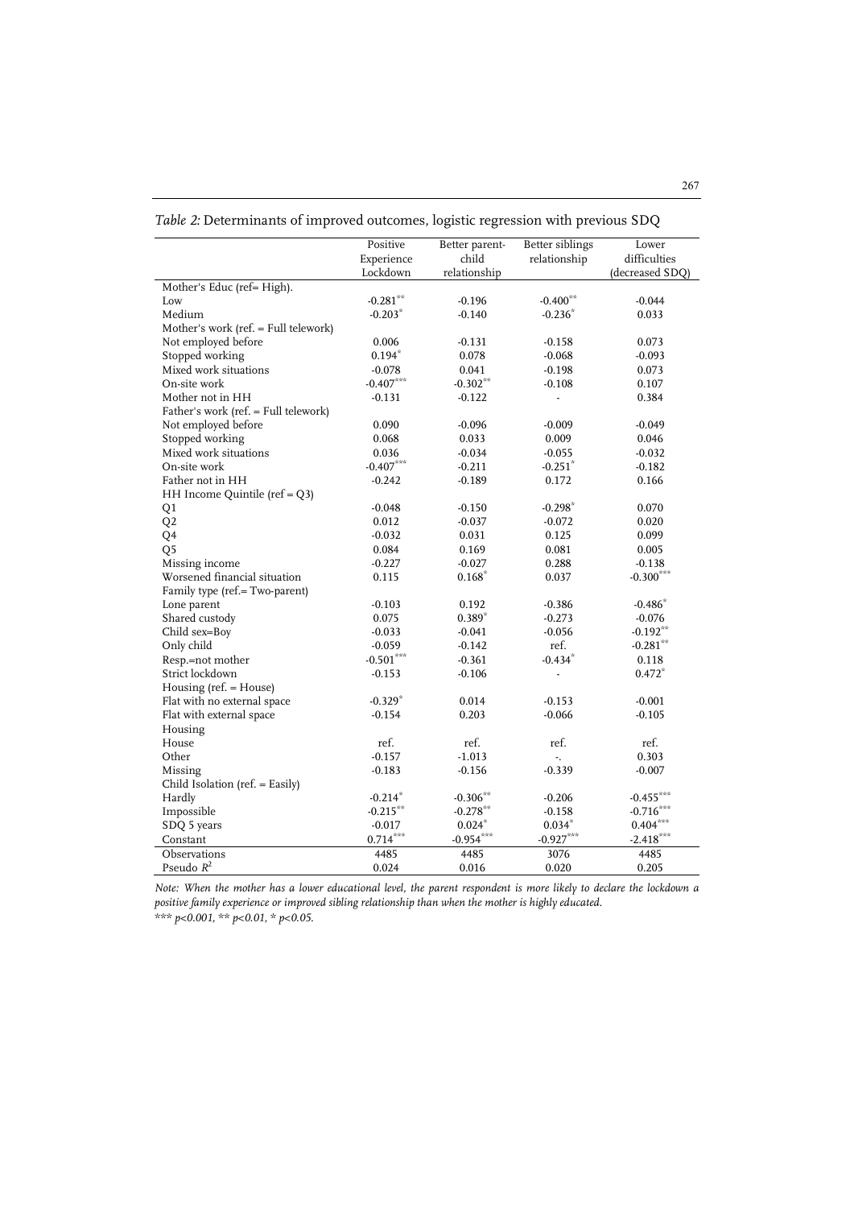*Table 2:* Determinants of improved outcomes, logistic regression with previous SDQ

| | Positive Experience Lockdown | Better parent-child relationship | Better siblings relationship | Lower difficulties (decreased SDQ) |
|---|---|---|---|---|
| Mother's Educ (ref= High). | | | | |
| Low | -0.281** | -0.196 | -0.400** | -0.044 |
| Medium | -0.203* | -0.140 | -0.236* | 0.033 |
| Mother's work (ref. = Full telework) | | | | |
| Not employed before | 0.006 | -0.131 | -0.158 | 0.073 |
| Stopped working | 0.194* | 0.078 | -0.068 | -0.093 |
| Mixed work situations | -0.078 | 0.041 | -0.198 | 0.073 |
| On-site work | -0.407*** | -0.302** | -0.108 | 0.107 |
| Mother not in HH | -0.131 | -0.122 | - | 0.384 |
| Father's work (ref. = Full telework) | | | | |
| Not employed before | 0.090 | -0.096 | -0.009 | -0.049 |
| Stopped working | 0.068 | 0.033 | 0.009 | 0.046 |
| Mixed work situations | 0.036 | -0.034 | -0.055 | -0.032 |
| On-site work | -0.407*** | -0.211 | -0.251* | -0.182 |
| Father not in HH | -0.242 | -0.189 | 0.172 | 0.166 |
| HH Income Quintile (ref = Q3) | | | | |
| Q1 | -0.048 | -0.150 | -0.298* | 0.070 |
| Q2 | 0.012 | -0.037 | -0.072 | 0.020 |
| Q4 | -0.032 | 0.031 | 0.125 | 0.099 |
| Q5 | 0.084 | 0.169 | 0.081 | 0.005 |
| Missing income | -0.227 | -0.027 | 0.288 | -0.138 |
| Worsened financial situation | 0.115 | 0.168* | 0.037 | -0.300*** |
| Family type (ref.= Two-parent) | | | | |
| Lone parent | -0.103 | 0.192 | -0.386 | -0.486* |
| Shared custody | 0.075 | 0.389* | -0.273 | -0.076 |
| Child sex=Boy | -0.033 | -0.041 | -0.056 | -0.192** |
| Only child | -0.059 | -0.142 | ref. | -0.281** |
| Resp.=not mother | -0.501*** | -0.361 | -0.434* | 0.118 |
| Strict lockdown | -0.153 | -0.106 | - | 0.472* |
| Housing (ref. = House) | | | | |
| Flat with no external space | -0.329* | 0.014 | -0.153 | -0.001 |
| Flat with external space | -0.154 | 0.203 | -0.066 | -0.105 |
| Housing | | | | |
| House | ref. | ref. | ref. | ref. |
| Other | -0.157 | -1.013 | -. | 0.303 |
| Missing | -0.183 | -0.156 | -0.339 | -0.007 |
| Child Isolation (ref. = Easily) | | | | |
| Hardly | -0.214* | -0.306** | -0.206 | -0.455*** |
| Impossible | -0.215** | -0.278** | -0.158 | -0.716*** |
| SDQ 5 years | -0.017 | 0.024* | 0.034* | 0.404*** |
| Constant | 0.714*** | -0.954*** | -0.927*** | -2.418*** |
| Observations | 4485 | 4485 | 3076 | 4485 |
| Pseudo $R^2$ | 0.024 | 0.016 | 0.020 | 0.205 |

*Note: When the mother has a lower educational level, the parent respondent is more likely to declare the lockdown a positive family experience or improved sibling relationship than when the mother is highly educated.*
*\*\*\* p<0.001, \*\* p<0.01, \* p<0.05.*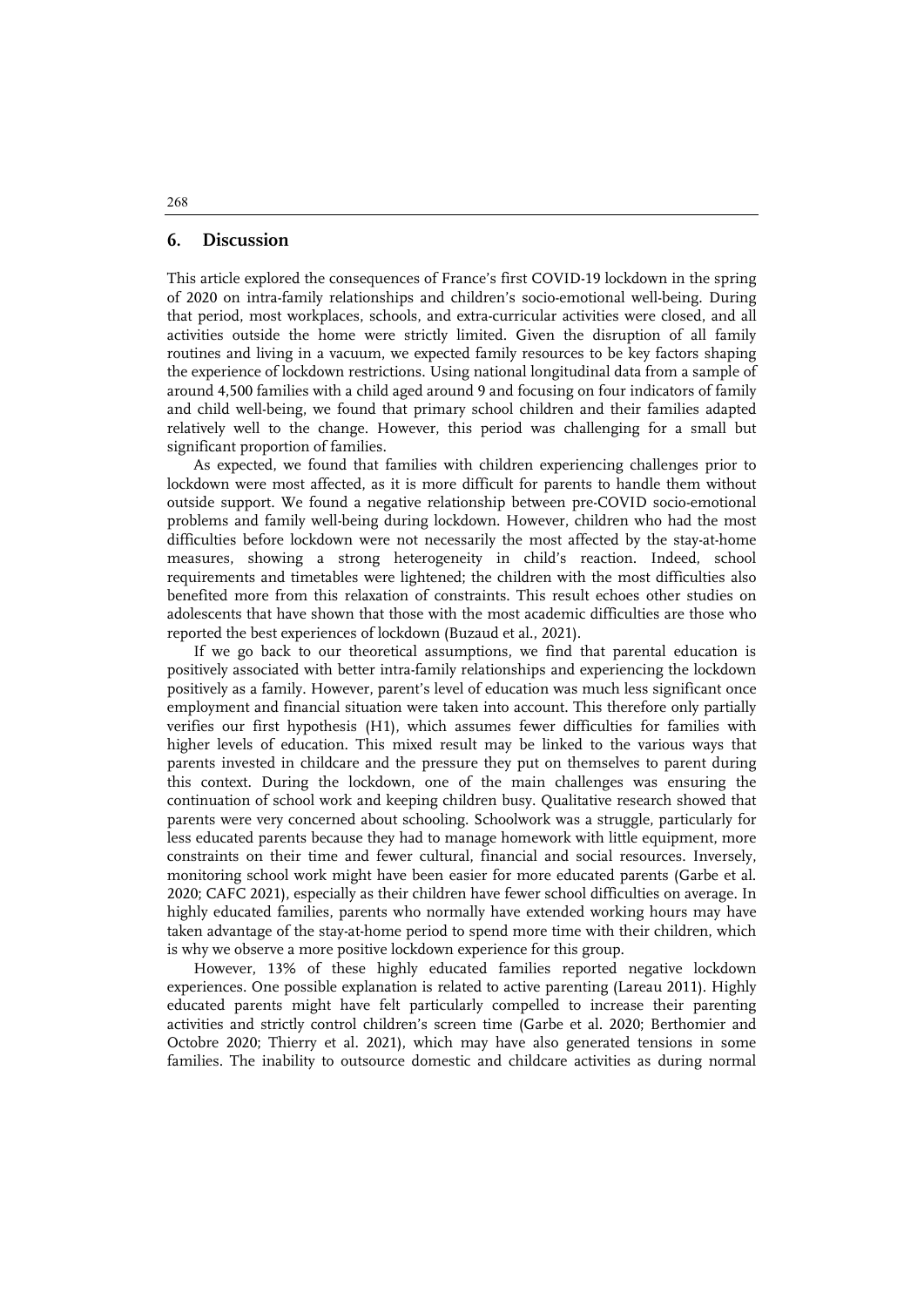## 6. Discussion

This article explored the consequences of France's first COVID-19 lockdown in the spring of 2020 on intra-family relationships and children's socio-emotional well-being. During that period, most workplaces, schools, and extra-curricular activities were closed, and all activities outside the home were strictly limited. Given the disruption of all family routines and living in a vacuum, we expected family resources to be key factors shaping the experience of lockdown restrictions. Using national longitudinal data from a sample of around 4,500 families with a child aged around 9 and focusing on four indicators of family and child well-being, we found that primary school children and their families adapted relatively well to the change. However, this period was challenging for a small but significant proportion of families.

As expected, we found that families with children experiencing challenges prior to lockdown were most affected, as it is more difficult for parents to handle them without outside support. We found a negative relationship between pre-COVID socio-emotional problems and family well-being during lockdown. However, children who had the most difficulties before lockdown were not necessarily the most affected by the stay-at-home measures, showing a strong heterogeneity in child's reaction. Indeed, school requirements and timetables were lightened; the children with the most difficulties also benefited more from this relaxation of constraints. This result echoes other studies on adolescents that have shown that those with the most academic difficulties are those who reported the best experiences of lockdown (Buzaud et al., 2021).

If we go back to our theoretical assumptions, we find that parental education is positively associated with better intra-family relationships and experiencing the lockdown positively as a family. However, parent's level of education was much less significant once employment and financial situation were taken into account. This therefore only partially verifies our first hypothesis (H1), which assumes fewer difficulties for families with higher levels of education. This mixed result may be linked to the various ways that parents invested in childcare and the pressure they put on themselves to parent during this context. During the lockdown, one of the main challenges was ensuring the continuation of school work and keeping children busy. Qualitative research showed that parents were very concerned about schooling. Schoolwork was a struggle, particularly for less educated parents because they had to manage homework with little equipment, more constraints on their time and fewer cultural, financial and social resources. Inversely, monitoring school work might have been easier for more educated parents (Garbe et al. 2020; CAFC 2021), especially as their children have fewer school difficulties on average. In highly educated families, parents who normally have extended working hours may have taken advantage of the stay-at-home period to spend more time with their children, which is why we observe a more positive lockdown experience for this group.

However, 13% of these highly educated families reported negative lockdown experiences. One possible explanation is related to active parenting (Lareau 2011). Highly educated parents might have felt particularly compelled to increase their parenting activities and strictly control children's screen time (Garbe et al. 2020; Berthomier and Octobre 2020; Thierry et al. 2021), which may have also generated tensions in some families. The inability to outsource domestic and childcare activities as during normal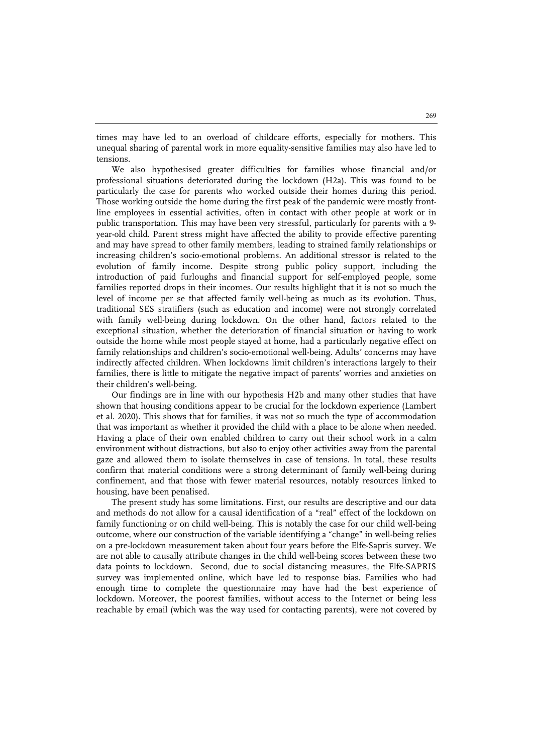times may have led to an overload of childcare efforts, especially for mothers. This unequal sharing of parental work in more equality-sensitive families may also have led to tensions.

We also hypothesised greater difficulties for families whose financial and/or professional situations deteriorated during the lockdown (H2a). This was found to be particularly the case for parents who worked outside their homes during this period. Those working outside the home during the first peak of the pandemic were mostly front-line employees in essential activities, often in contact with other people at work or in public transportation. This may have been very stressful, particularly for parents with a 9-year-old child. Parent stress might have affected the ability to provide effective parenting and may have spread to other family members, leading to strained family relationships or increasing children's socio-emotional problems. An additional stressor is related to the evolution of family income. Despite strong public policy support, including the introduction of paid furloughs and financial support for self-employed people, some families reported drops in their incomes. Our results highlight that it is not so much the level of income per se that affected family well-being as much as its evolution. Thus, traditional SES stratifiers (such as education and income) were not strongly correlated with family well-being during lockdown. On the other hand, factors related to the exceptional situation, whether the deterioration of financial situation or having to work outside the home while most people stayed at home, had a particularly negative effect on family relationships and children's socio-emotional well-being. Adults' concerns may have indirectly affected children. When lockdowns limit children's interactions largely to their families, there is little to mitigate the negative impact of parents' worries and anxieties on their children's well-being.

Our findings are in line with our hypothesis H2b and many other studies that have shown that housing conditions appear to be crucial for the lockdown experience (Lambert et al. 2020). This shows that for families, it was not so much the type of accommodation that was important as whether it provided the child with a place to be alone when needed. Having a place of their own enabled children to carry out their school work in a calm environment without distractions, but also to enjoy other activities away from the parental gaze and allowed them to isolate themselves in case of tensions. In total, these results confirm that material conditions were a strong determinant of family well-being during confinement, and that those with fewer material resources, notably resources linked to housing, have been penalised.

The present study has some limitations. First, our results are descriptive and our data and methods do not allow for a causal identification of a "real" effect of the lockdown on family functioning or on child well-being. This is notably the case for our child well-being outcome, where our construction of the variable identifying a "change" in well-being relies on a pre-lockdown measurement taken about four years before the Elfe-Sapris survey. We are not able to causally attribute changes in the child well-being scores between these two data points to lockdown. Second, due to social distancing measures, the Elfe-SAPRIS survey was implemented online, which have led to response bias. Families who had enough time to complete the questionnaire may have had the best experience of lockdown. Moreover, the poorest families, without access to the Internet or being less reachable by email (which was the way used for contacting parents), were not covered by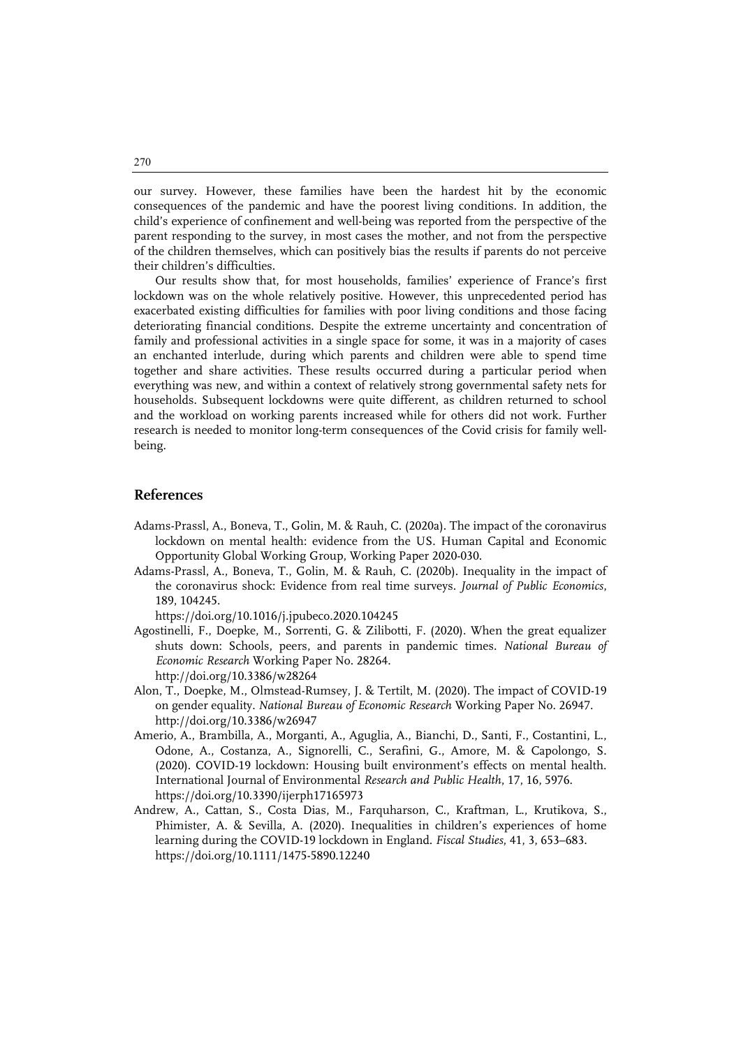our survey. However, these families have been the hardest hit by the economic consequences of the pandemic and have the poorest living conditions. In addition, the child's experience of confinement and well-being was reported from the perspective of the parent responding to the survey, in most cases the mother, and not from the perspective of the children themselves, which can positively bias the results if parents do not perceive their children's difficulties.

Our results show that, for most households, families' experience of France's first lockdown was on the whole relatively positive. However, this unprecedented period has exacerbated existing difficulties for families with poor living conditions and those facing deteriorating financial conditions. Despite the extreme uncertainty and concentration of family and professional activities in a single space for some, it was in a majority of cases an enchanted interlude, during which parents and children were able to spend time together and share activities. These results occurred during a particular period when everything was new, and within a context of relatively strong governmental safety nets for households. Subsequent lockdowns were quite different, as children returned to school and the workload on working parents increased while for others did not work. Further research is needed to monitor long-term consequences of the Covid crisis for family well-being.

## References

- Adams-Prassl, A., Boneva, T., Golin, M. & Rauh, C. (2020a). The impact of the coronavirus lockdown on mental health: evidence from the US. Human Capital and Economic Opportunity Global Working Group, Working Paper 2020-030.
- Adams-Prassl, A., Boneva, T., Golin, M. & Rauh, C. (2020b). Inequality in the impact of the coronavirus shock: Evidence from real time surveys. *Journal of Public Economics*, 189, 104245.
  https://doi.org/10.1016/j.jpubeco.2020.104245
- Agostinelli, F., Doepke, M., Sorrenti, G. & Zilibotti, F. (2020). When the great equalizer shuts down: Schools, peers, and parents in pandemic times. *National Bureau of Economic Research* Working Paper No. 28264.
  http://doi.org/10.3386/w28264
- Alon, T., Doepke, M., Olmstead-Rumsey, J. & Tertilt, M. (2020). The impact of COVID-19 on gender equality. *National Bureau of Economic Research* Working Paper No. 26947.
  http://doi.org/10.3386/w26947
- Amerio, A., Brambilla, A., Morganti, A., Aguglia, A., Bianchi, D., Santi, F., Costantini, L., Odone, A., Costanza, A., Signorelli, C., Serafini, G., Amore, M. & Capolongo, S. (2020). COVID-19 lockdown: Housing built environment's effects on mental health. International Journal of Environmental *Research and Public Health*, 17, 16, 5976.
  https://doi.org/10.3390/ijerph17165973
- Andrew, A., Cattan, S., Costa Dias, M., Farquharson, C., Kraftman, L., Krutikova, S., Phimister, A. & Sevilla, A. (2020). Inequalities in children's experiences of home learning during the COVID-19 lockdown in England. *Fiscal Studies*, 41, 3, 653–683.
  https://doi.org/10.1111/1475-5890.12240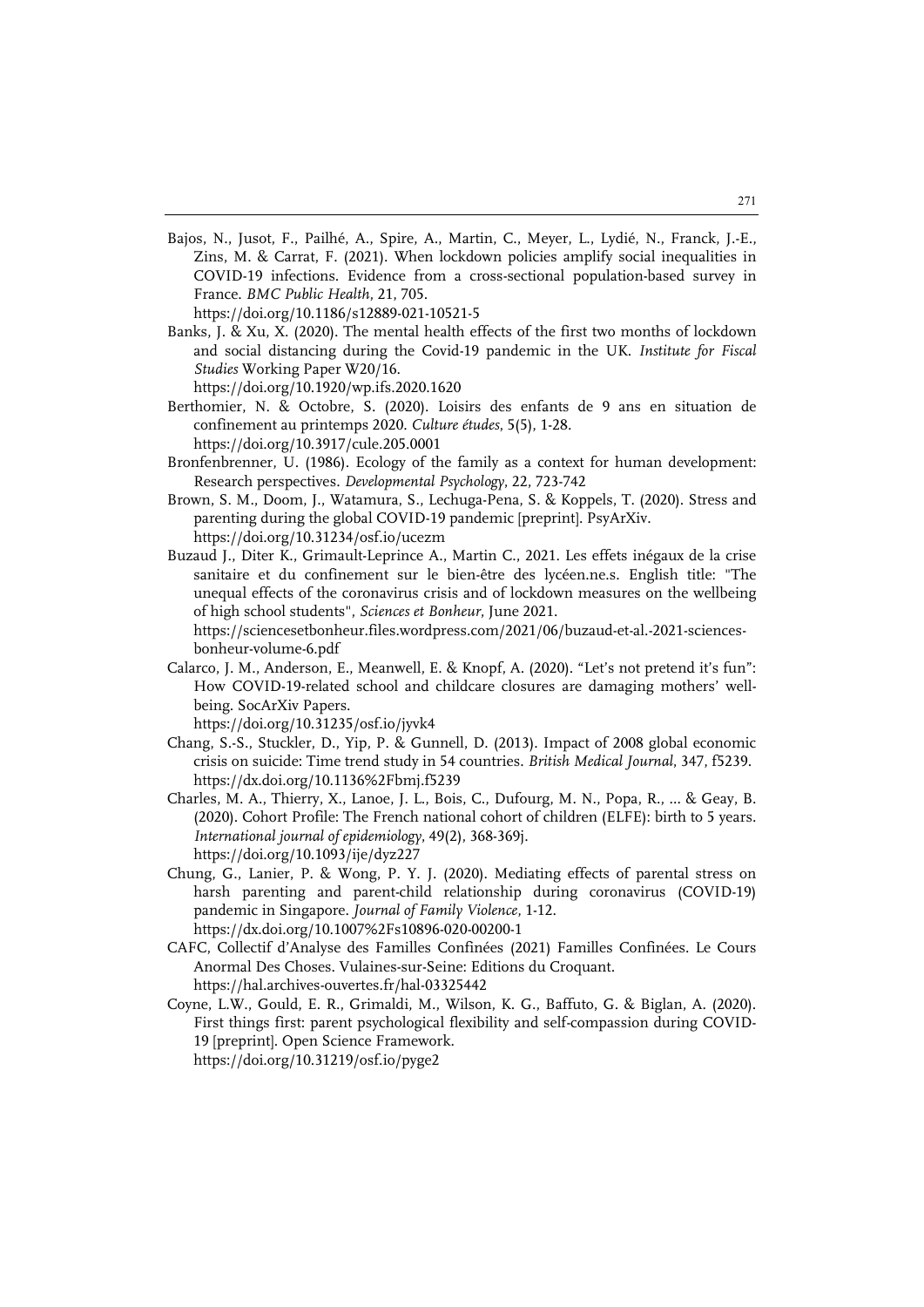Bajos, N., Jusot, F., Pailhé, A., Spire, A., Martin, C., Meyer, L., Lydié, N., Franck, J.-E., Zins, M. & Carrat, F. (2021). When lockdown policies amplify social inequalities in COVID-19 infections. Evidence from a cross-sectional population-based survey in France. *BMC Public Health*, 21, 705.
https://doi.org/10.1186/s12889-021-10521-5

Banks, J. & Xu, X. (2020). The mental health effects of the first two months of lockdown and social distancing during the Covid-19 pandemic in the UK. *Institute for Fiscal Studies* Working Paper W20/16.
https://doi.org/10.1920/wp.ifs.2020.1620

Berthomier, N. & Octobre, S. (2020). Loisirs des enfants de 9 ans en situation de confinement au printemps 2020. *Culture études*, 5(5), 1-28.
https://doi.org/10.3917/cule.205.0001

Bronfenbrenner, U. (1986). Ecology of the family as a context for human development: Research perspectives. *Developmental Psychology*, 22, 723-742

Brown, S. M., Doom, J., Watamura, S., Lechuga-Pena, S. & Koppels, T. (2020). Stress and parenting during the global COVID-19 pandemic [preprint]. PsyArXiv.
https://doi.org/10.31234/osf.io/ucezm

Buzaud J., Diter K., Grimault-Leprince A., Martin C., 2021. Les effets inégaux de la crise sanitaire et du confinement sur le bien-être des lycéen.ne.s. English title: "The unequal effects of the coronavirus crisis and of lockdown measures on the wellbeing of high school students", *Sciences et Bonheur*, June 2021.
https://sciencesetbonheur.files.wordpress.com/2021/06/buzaud-et-al.-2021-sciences-bonheur-volume-6.pdf

Calarco, J. M., Anderson, E., Meanwell, E. & Knopf, A. (2020). "Let's not pretend it's fun": How COVID-19-related school and childcare closures are damaging mothers' well-being. SocArXiv Papers.
https://doi.org/10.31235/osf.io/jyvk4

Chang, S.-S., Stuckler, D., Yip, P. & Gunnell, D. (2013). Impact of 2008 global economic crisis on suicide: Time trend study in 54 countries. *British Medical Journal*, 347, f5239.
https://dx.doi.org/10.1136%2Fbmj.f5239

Charles, M. A., Thierry, X., Lanoe, J. L., Bois, C., Dufourg, M. N., Popa, R., ... & Geay, B. (2020). Cohort Profile: The French national cohort of children (ELFE): birth to 5 years. *International journal of epidemiology*, 49(2), 368-369j.
https://doi.org/10.1093/ije/dyz227

Chung, G., Lanier, P. & Wong, P. Y. J. (2020). Mediating effects of parental stress on harsh parenting and parent-child relationship during coronavirus (COVID-19) pandemic in Singapore. *Journal of Family Violence*, 1-12.
https://dx.doi.org/10.1007%2Fs10896-020-00200-1

CAFC, Collectif d'Analyse des Familles Confinées (2021) Familles Confinées. Le Cours Anormal Des Choses. Vulaines-sur-Seine: Editions du Croquant.
https://hal.archives-ouvertes.fr/hal-03325442

Coyne, L.W., Gould, E. R., Grimaldi, M., Wilson, K. G., Baffuto, G. & Biglan, A. (2020). First things first: parent psychological flexibility and self-compassion during COVID-19 [preprint]. Open Science Framework.
https://doi.org/10.31219/osf.io/pyge2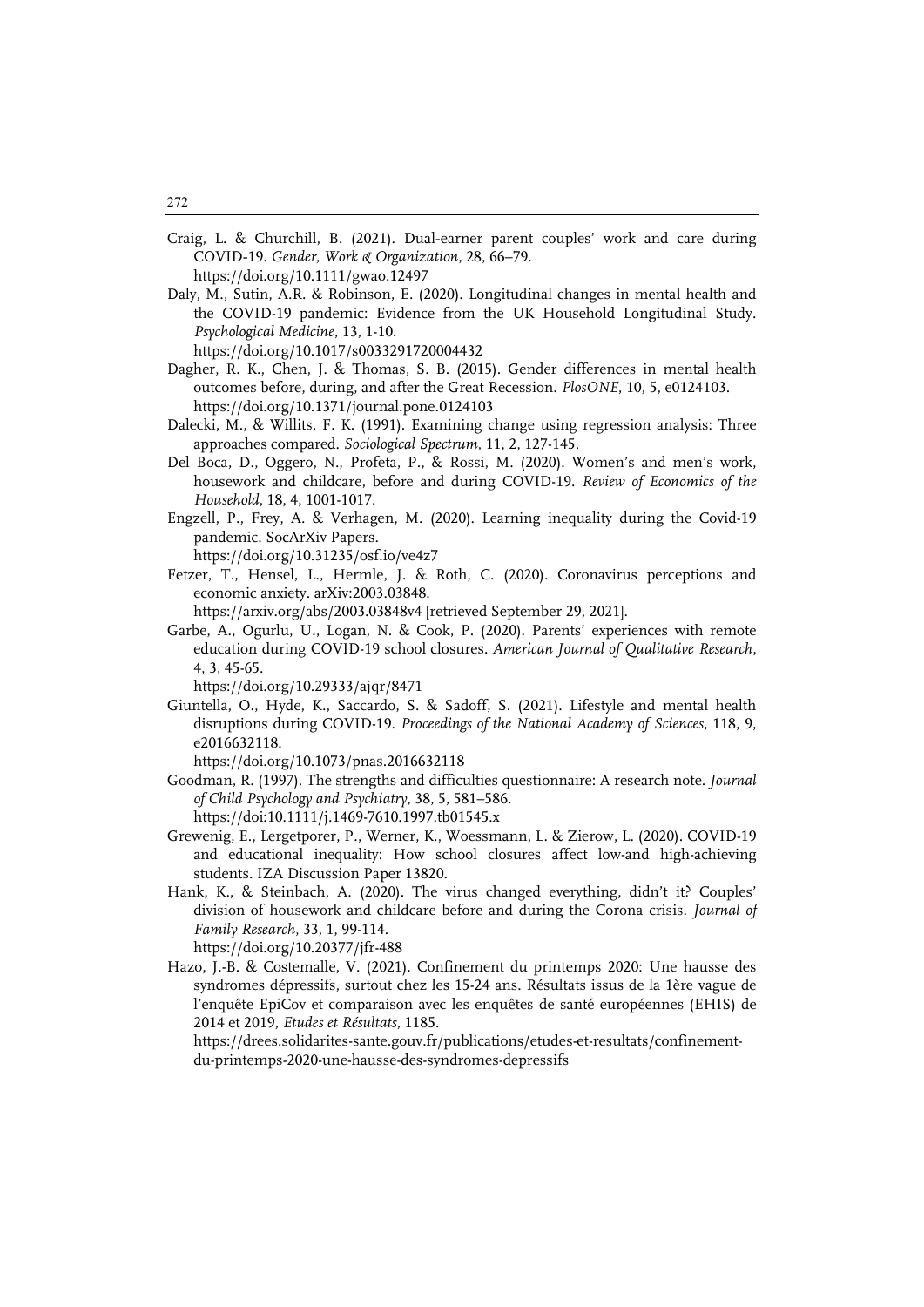Craig, L. & Churchill, B. (2021). Dual-earner parent couples' work and care during COVID-19. *Gender, Work & Organization*, 28, 66–79. https://doi.org/10.1111/gwao.12497

Daly, M., Sutin, A.R. & Robinson, E. (2020). Longitudinal changes in mental health and the COVID-19 pandemic: Evidence from the UK Household Longitudinal Study. *Psychological Medicine*, 13, 1-10. https://doi.org/10.1017/s0033291720004432

Dagher, R. K., Chen, J. & Thomas, S. B. (2015). Gender differences in mental health outcomes before, during, and after the Great Recession. *PlosONE*, 10, 5, e0124103. https://doi.org/10.1371/journal.pone.0124103

Dalecki, M., & Willits, F. K. (1991). Examining change using regression analysis: Three approaches compared. *Sociological Spectrum*, 11, 2, 127-145.

Del Boca, D., Oggero, N., Profeta, P., & Rossi, M. (2020). Women's and men's work, housework and childcare, before and during COVID-19. *Review of Economics of the Household*, 18, 4, 1001-1017.

Engzell, P., Frey, A. & Verhagen, M. (2020). Learning inequality during the Covid-19 pandemic. SocArXiv Papers. https://doi.org/10.31235/osf.io/ve4z7

Fetzer, T., Hensel, L., Hermle, J. & Roth, C. (2020). Coronavirus perceptions and economic anxiety. arXiv:2003.03848. https://arxiv.org/abs/2003.03848v4 [retrieved September 29, 2021].

Garbe, A., Ogurlu, U., Logan, N. & Cook, P. (2020). Parents' experiences with remote education during COVID-19 school closures. *American Journal of Qualitative Research*, 4, 3, 45-65. https://doi.org/10.29333/ajqr/8471

Giuntella, O., Hyde, K., Saccardo, S. & Sadoff, S. (2021). Lifestyle and mental health disruptions during COVID-19. *Proceedings of the National Academy of Sciences*, 118, 9, e2016632118. https://doi.org/10.1073/pnas.2016632118

Goodman, R. (1997). The strengths and difficulties questionnaire: A research note. *Journal of Child Psychology and Psychiatry*, 38, 5, 581–586. https://doi:10.1111/j.1469-7610.1997.tb01545.x

Grewenig, E., Lergetporer, P., Werner, K., Woessmann, L. & Zierow, L. (2020). COVID-19 and educational inequality: How school closures affect low-and high-achieving students. IZA Discussion Paper 13820.

Hank, K., & Steinbach, A. (2020). The virus changed everything, didn't it? Couples' division of housework and childcare before and during the Corona crisis. *Journal of Family Research*, 33, 1, 99-114. https://doi.org/10.20377/jfr-488

Hazo, J.-B. & Costemalle, V. (2021). Confinement du printemps 2020: Une hausse des syndromes dépressifs, surtout chez les 15-24 ans. Résultats issus de la 1ère vague de l'enquête EpiCov et comparaison avec les enquêtes de santé européennes (EHIS) de 2014 et 2019, *Etudes et Résultats*, 1185. https://drees.solidarites-sante.gouv.fr/publications/etudes-et-resultats/confinement-du-printemps-2020-une-hausse-des-syndromes-depressifs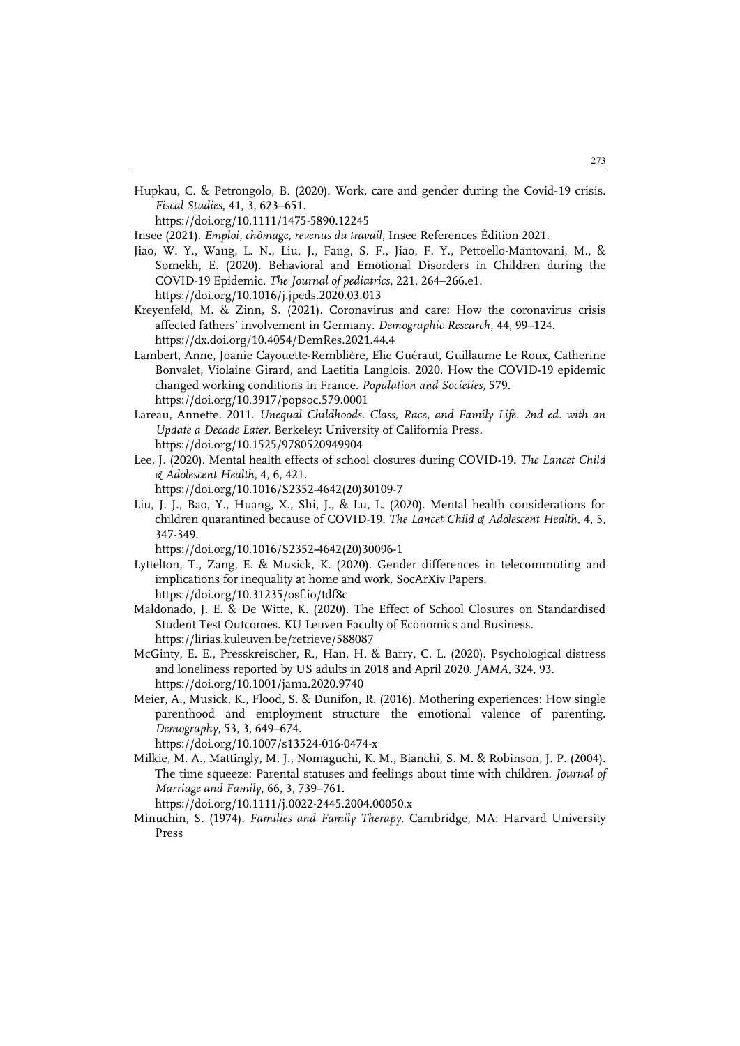Hupkau, C. & Petrongolo, B. (2020). Work, care and gender during the Covid-19 crisis. *Fiscal Studies*, 41, 3, 623–651. https://doi.org/10.1111/1475-5890.12245

Insee (2021). *Emploi, chômage, revenus du travail*, Insee References Édition 2021.

Jiao, W. Y., Wang, L. N., Liu, J., Fang, S. F., Jiao, F. Y., Pettoello-Mantovani, M., & Somekh, E. (2020). Behavioral and Emotional Disorders in Children during the COVID-19 Epidemic. *The Journal of pediatrics*, 221, 264–266.e1. https://doi.org/10.1016/j.jpeds.2020.03.013

Kreyenfeld, M. & Zinn, S. (2021). Coronavirus and care: How the coronavirus crisis affected fathers' involvement in Germany. *Demographic Research*, 44, 99–124. https://dx.doi.org/10.4054/DemRes.2021.44.4

Lambert, Anne, Joanie Cayouette-Remblière, Elie Guéraut, Guillaume Le Roux, Catherine Bonvalet, Violaine Girard, and Laetitia Langlois. 2020. How the COVID-19 epidemic changed working conditions in France. *Population and Societies*, 579. https://doi.org/10.3917/popsoc.579.0001

Lareau, Annette. 2011. *Unequal Childhoods. Class, Race, and Family Life. 2nd ed. with an Update a Decade Later*. Berkeley: University of California Press. https://doi.org/10.1525/9780520949904

Lee, J. (2020). Mental health effects of school closures during COVID-19. *The Lancet Child & Adolescent Health*, 4, 6, 421. https://doi.org/10.1016/S2352-4642(20)30109-7

Liu, J. J., Bao, Y., Huang, X., Shi, J., & Lu, L. (2020). Mental health considerations for children quarantined because of COVID-19. *The Lancet Child & Adolescent Health*, 4, 5, 347-349. https://doi.org/10.1016/S2352-4642(20)30096-1

Lyttelton, T., Zang, E. & Musick, K. (2020). Gender differences in telecommuting and implications for inequality at home and work. SocArXiv Papers. https://doi.org/10.31235/osf.io/tdf8c

Maldonado, J. E. & De Witte, K. (2020). The Effect of School Closures on Standardised Student Test Outcomes. KU Leuven Faculty of Economics and Business. https://lirias.kuleuven.be/retrieve/588087

McGinty, E. E., Presskreischer, R., Han, H. & Barry, C. L. (2020). Psychological distress and loneliness reported by US adults in 2018 and April 2020. *JAMA*, 324, 93. https://doi.org/10.1001/jama.2020.9740

Meier, A., Musick, K., Flood, S. & Dunifon, R. (2016). Mothering experiences: How single parenthood and employment structure the emotional valence of parenting. *Demography*, 53, 3, 649–674. https://doi.org/10.1007/s13524-016-0474-x

Milkie, M. A., Mattingly, M. J., Nomaguchi, K. M., Bianchi, S. M. & Robinson, J. P. (2004). The time squeeze: Parental statuses and feelings about time with children. *Journal of Marriage and Family*, 66, 3, 739–761. https://doi.org/10.1111/j.0022-2445.2004.00050.x

Minuchin, S. (1974). *Families and Family Therapy*. Cambridge, MA: Harvard University Press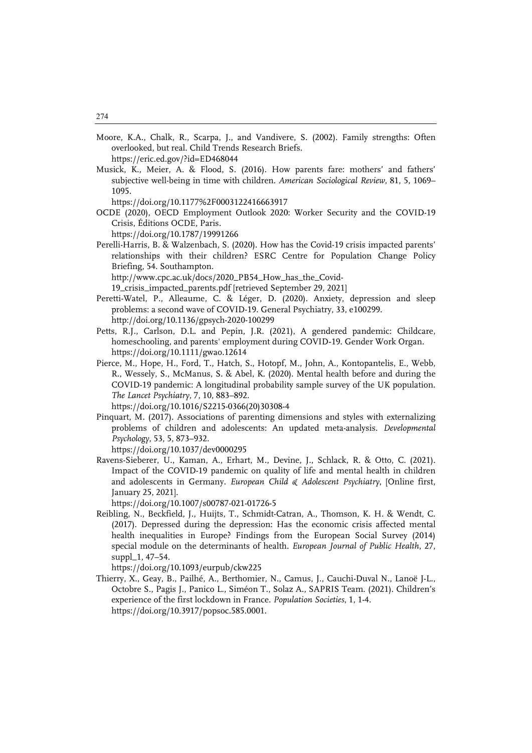Moore, K.A., Chalk, R., Scarpa, J., and Vandivere, S. (2002). Family strengths: Often overlooked, but real. Child Trends Research Briefs. https://eric.ed.gov/?id=ED468044

Musick, K., Meier, A. & Flood, S. (2016). How parents fare: mothers' and fathers' subjective well-being in time with children. *American Sociological Review*, 81, 5, 1069–1095. https://doi.org/10.1177%2F0003122416663917

OCDE (2020), OECD Employment Outlook 2020: Worker Security and the COVID-19 Crisis, Éditions OCDE, Paris. https://doi.org/10.1787/19991266

Perelli-Harris, B. & Walzenbach, S. (2020). How has the Covid-19 crisis impacted parents' relationships with their children? ESRC Centre for Population Change Policy Briefing, 54. Southampton. http://www.cpc.ac.uk/docs/2020_PB54_How_has_the_Covid-19_crisis_impacted_parents.pdf [retrieved September 29, 2021]

Peretti-Watel, P., Alleaume, C. & Léger, D. (2020). Anxiety, depression and sleep problems: a second wave of COVID-19. General Psychiatry, 33, e100299. http://doi.org/10.1136/gpsych-2020-100299

Petts, R.J., Carlson, D.L. and Pepin, J.R. (2021), A gendered pandemic: Childcare, homeschooling, and parents' employment during COVID-19. Gender Work Organ. https://doi.org/10.1111/gwao.12614

Pierce, M., Hope, H., Ford, T., Hatch, S., Hotopf, M., John, A., Kontopantelis, E., Webb, R., Wessely, S., McManus, S. & Abel, K. (2020). Mental health before and during the COVID-19 pandemic: A longitudinal probability sample survey of the UK population. *The Lancet Psychiatry*, 7, 10, 883–892. https://doi.org/10.1016/S2215-0366(20)30308-4

Pinquart, M. (2017). Associations of parenting dimensions and styles with externalizing problems of children and adolescents: An updated meta-analysis. *Developmental Psychology*, 53, 5, 873–932. https://doi.org/10.1037/dev0000295

Ravens-Sieberer, U., Kaman, A., Erhart, M., Devine, J., Schlack, R. & Otto, C. (2021). Impact of the COVID-19 pandemic on quality of life and mental health in children and adolescents in Germany. *European Child & Adolescent Psychiatry*, [Online first, January 25, 2021]. https://doi.org/10.1007/s00787-021-01726-5

Reibling, N., Beckfield, J., Huijts, T., Schmidt-Catran, A., Thomson, K. H. & Wendt, C. (2017). Depressed during the depression: Has the economic crisis affected mental health inequalities in Europe? Findings from the European Social Survey (2014) special module on the determinants of health. *European Journal of Public Health*, 27, suppl_1, 47–54. https://doi.org/10.1093/eurpub/ckw225

Thierry, X., Geay, B., Pailhé, A., Berthomier, N., Camus, J., Cauchi-Duval N., Lanoë J-L., Octobre S., Pagis J., Panico L., Siméon T., Solaz A., SAPRIS Team. (2021). Children's experience of the first lockdown in France. *Population Societies*, 1, 1-4. https://doi.org/10.3917/popsoc.585.0001.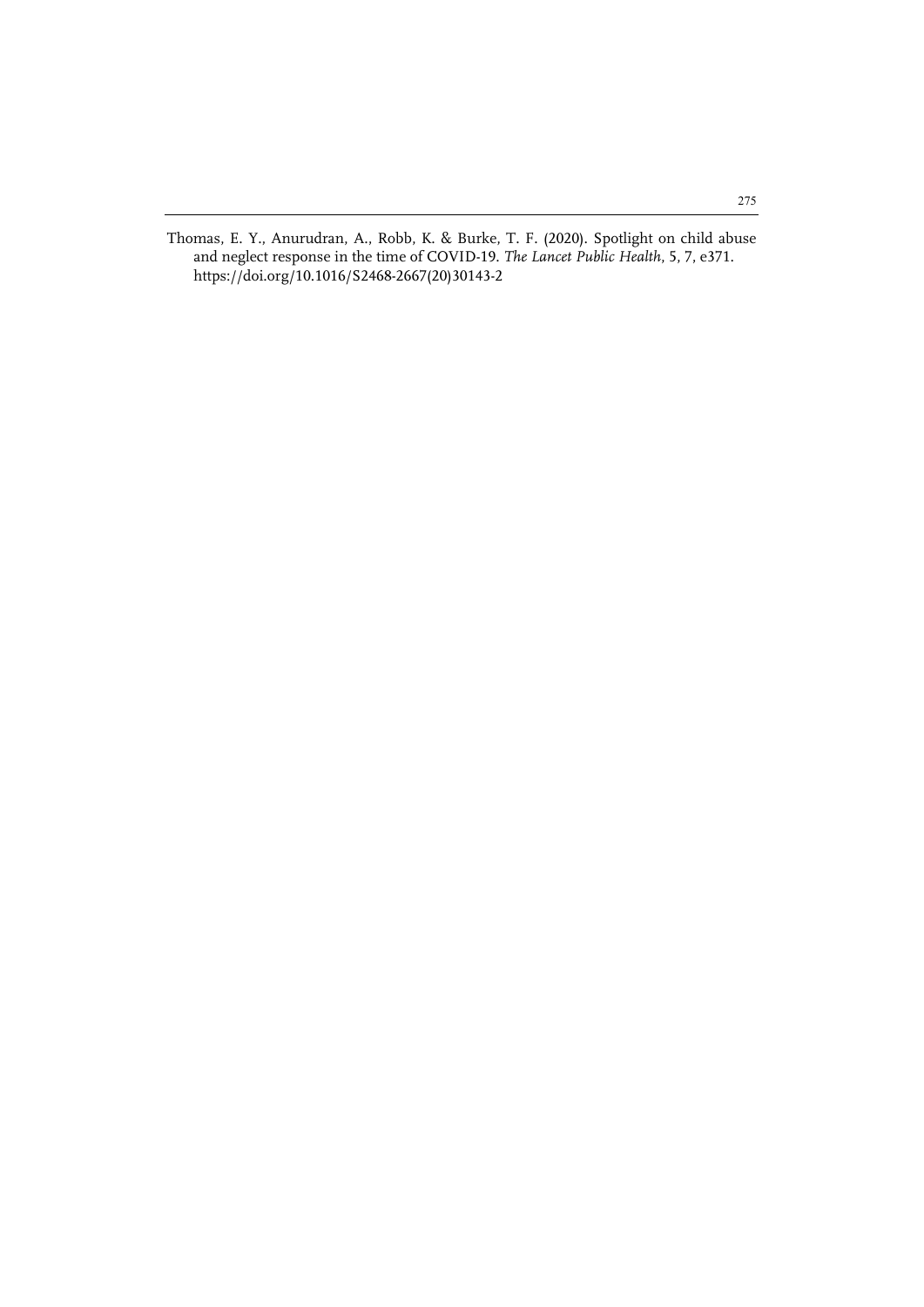Thomas, E. Y., Anurudran, A., Robb, K. & Burke, T. F. (2020). Spotlight on child abuse and neglect response in the time of COVID-19. *The Lancet Public Health,* 5, 7, e371. https://doi.org/10.1016/S2468-2667(20)30143-2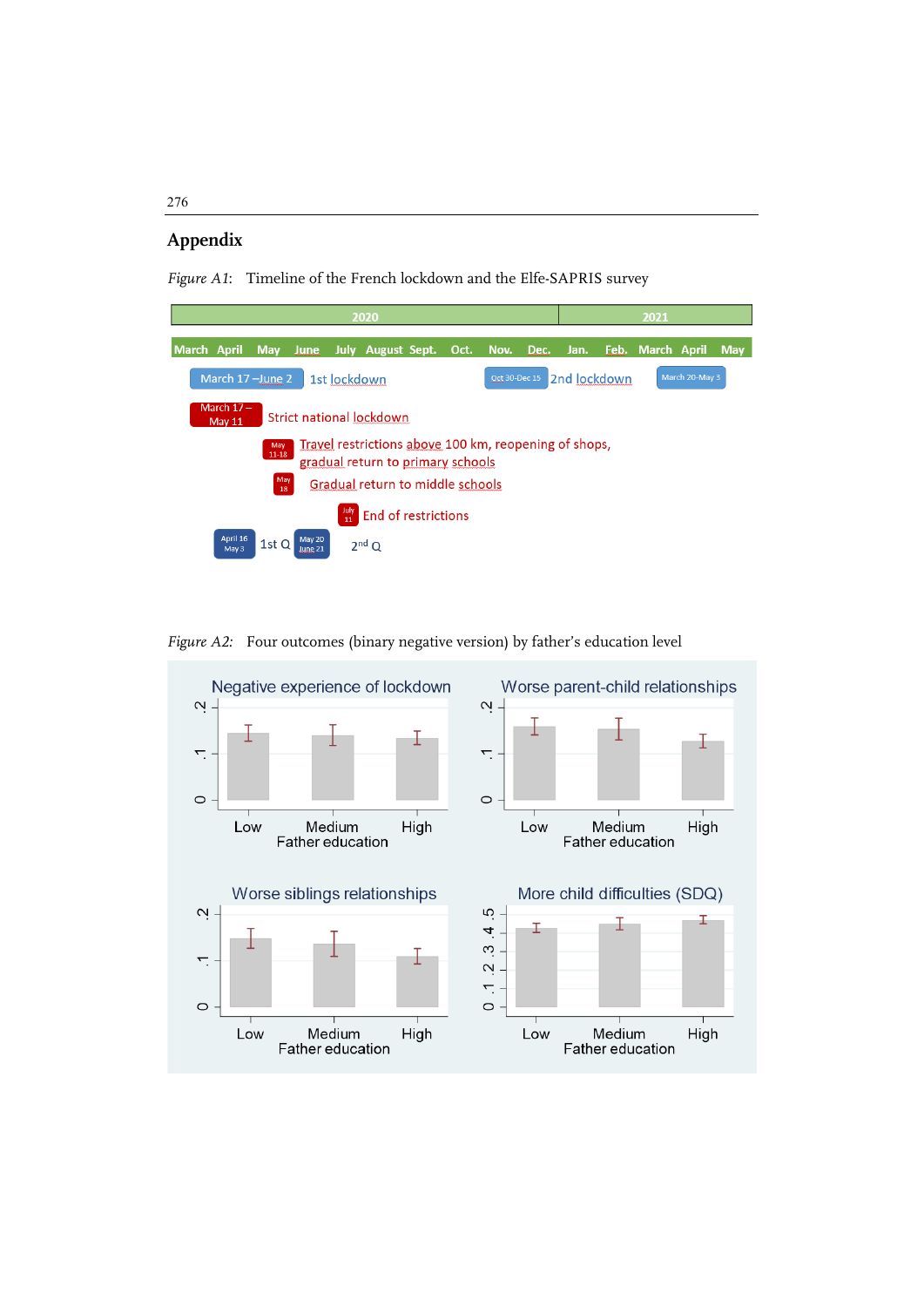## Appendix

*Figure A1*: Timeline of the French lockdown and the Elfe-SAPRIS survey

| 2020 | | | | | | | | | | 2021 | | | | |
|---|---|---|---|---|---|---|---|---|---|---|---|---|---|---|
| March | April | May | June | July | August | Sept. | Oct. | Nov. | Dec. | Jan. | Feb. | March | April | May |

- March 17 – June 2: 1st lockdown
- Oct 30-Dec 15: 2nd lockdown
- March 20-May 3
- March 17 – May 11: Strict national lockdown
- May 11-18: Travel restrictions above 100 km, reopening of shops, gradual return to primary schools
- May 18: Gradual return to middle schools
- July 11: End of restrictions
- April 16 – May 3: 1st Q
- May 20 – June 21: 2nd Q

*Figure A2:* Four outcomes (binary negative version) by father's education level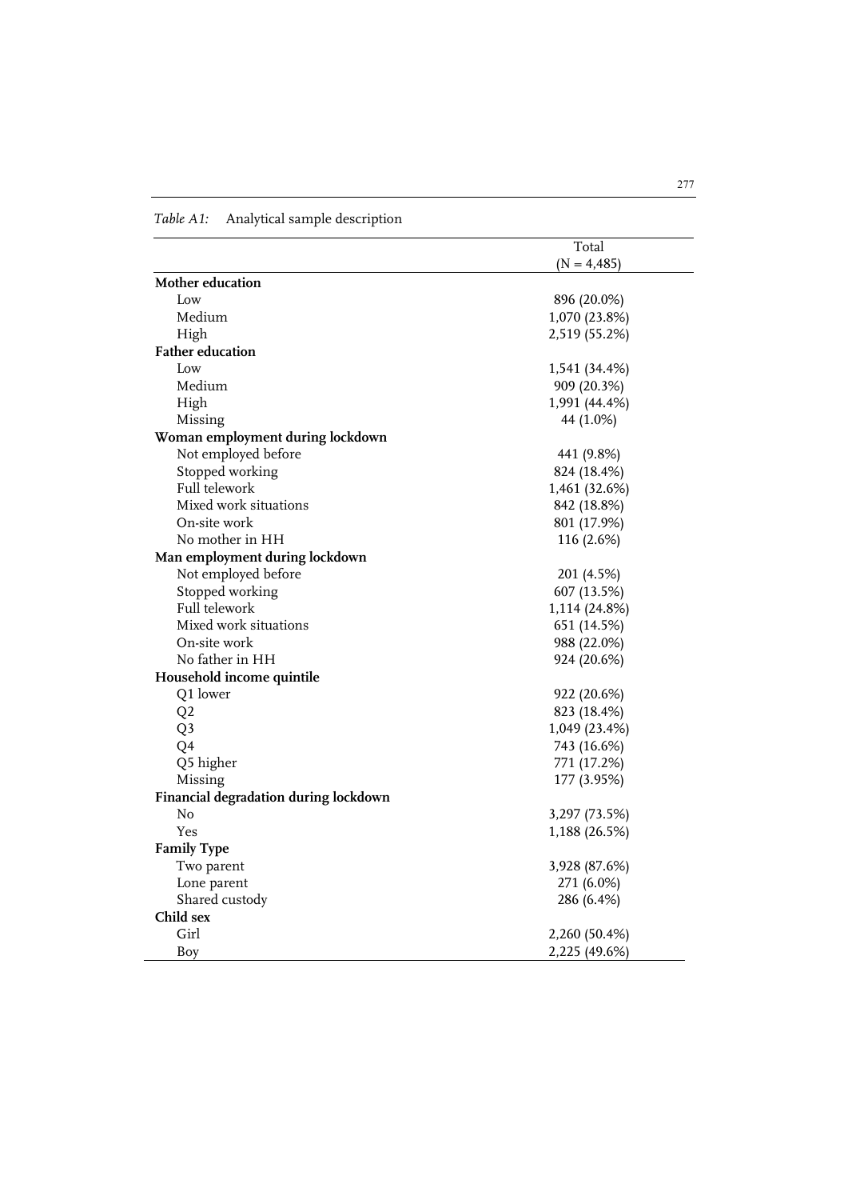*Table A1:* Analytical sample description

| | Total (N = 4,485) |
|---|---|
| **Mother education** | |
| Low | 896 (20.0%) |
| Medium | 1,070 (23.8%) |
| High | 2,519 (55.2%) |
| **Father education** | |
| Low | 1,541 (34.4%) |
| Medium | 909 (20.3%) |
| High | 1,991 (44.4%) |
| Missing | 44 (1.0%) |
| **Woman employment during lockdown** | |
| Not employed before | 441 (9.8%) |
| Stopped working | 824 (18.4%) |
| Full telework | 1,461 (32.6%) |
| Mixed work situations | 842 (18.8%) |
| On-site work | 801 (17.9%) |
| No mother in HH | 116 (2.6%) |
| **Man employment during lockdown** | |
| Not employed before | 201 (4.5%) |
| Stopped working | 607 (13.5%) |
| Full telework | 1,114 (24.8%) |
| Mixed work situations | 651 (14.5%) |
| On-site work | 988 (22.0%) |
| No father in HH | 924 (20.6%) |
| **Household income quintile** | |
| Q1 lower | 922 (20.6%) |
| Q2 | 823 (18.4%) |
| Q3 | 1,049 (23.4%) |
| Q4 | 743 (16.6%) |
| Q5 higher | 771 (17.2%) |
| Missing | 177 (3.95%) |
| **Financial degradation during lockdown** | |
| No | 3,297 (73.5%) |
| Yes | 1,188 (26.5%) |
| **Family Type** | |
| Two parent | 3,928 (87.6%) |
| Lone parent | 271 (6.0%) |
| Shared custody | 286 (6.4%) |
| **Child sex** | |
| Girl | 2,260 (50.4%) |
| Boy | 2,225 (49.6%) |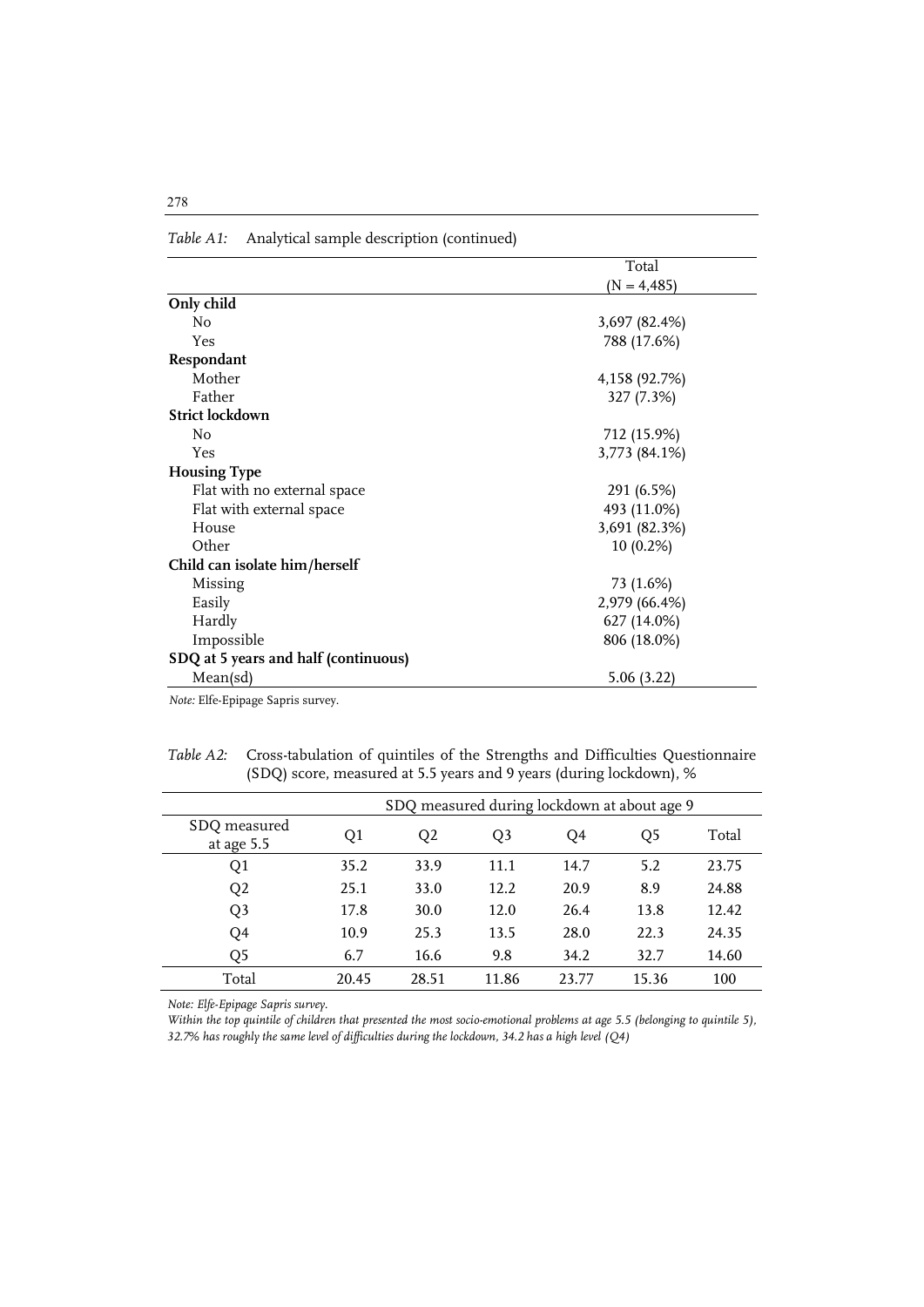*Table A1:* Analytical sample description (continued)

| | Total (N = 4,485) |
|---|---|
| **Only child** | |
| No | 3,697 (82.4%) |
| Yes | 788 (17.6%) |
| **Respondant** | |
| Mother | 4,158 (92.7%) |
| Father | 327 (7.3%) |
| **Strict lockdown** | |
| No | 712 (15.9%) |
| Yes | 3,773 (84.1%) |
| **Housing Type** | |
| Flat with no external space | 291 (6.5%) |
| Flat with external space | 493 (11.0%) |
| House | 3,691 (82.3%) |
| Other | 10 (0.2%) |
| **Child can isolate him/herself** | |
| Missing | 73 (1.6%) |
| Easily | 2,979 (66.4%) |
| Hardly | 627 (14.0%) |
| Impossible | 806 (18.0%) |
| **SDQ at 5 years and half (continuous)** | |
| Mean(sd) | 5.06 (3.22) |

*Note:* Elfe-Epipage Sapris survey.

*Table A2:* Cross-tabulation of quintiles of the Strengths and Difficulties Questionnaire (SDQ) score, measured at 5.5 years and 9 years (during lockdown), %

| | SDQ measured during lockdown at about age 9 | | | | | |
|---|---|---|---|---|---|---|
| SDQ measured at age 5.5 | Q1 | Q2 | Q3 | Q4 | Q5 | Total |
| Q1 | 35.2 | 33.9 | 11.1 | 14.7 | 5.2 | 23.75 |
| Q2 | 25.1 | 33.0 | 12.2 | 20.9 | 8.9 | 24.88 |
| Q3 | 17.8 | 30.0 | 12.0 | 26.4 | 13.8 | 12.42 |
| Q4 | 10.9 | 25.3 | 13.5 | 28.0 | 22.3 | 24.35 |
| Q5 | 6.7 | 16.6 | 9.8 | 34.2 | 32.7 | 14.60 |
| Total | 20.45 | 28.51 | 11.86 | 23.77 | 15.36 | 100 |

*Note: Elfe-Epipage Sapris survey.*

*Within the top quintile of children that presented the most socio-emotional problems at age 5.5 (belonging to quintile 5), 32.7% has roughly the same level of difficulties during the lockdown, 34.2 has a high level (Q4)*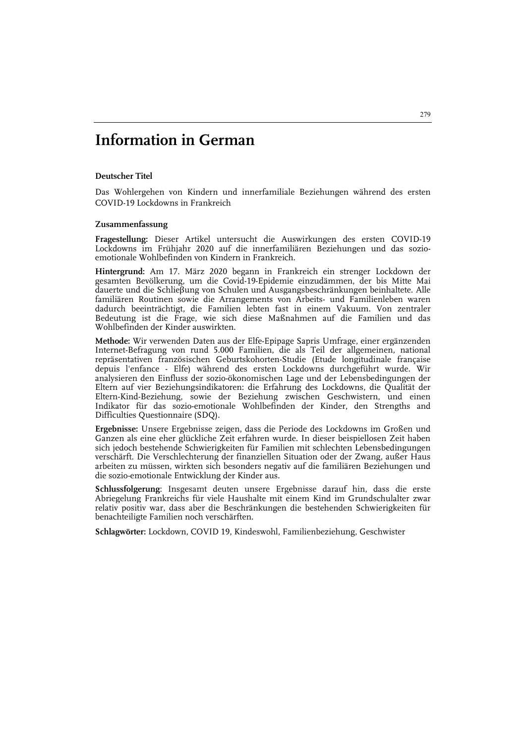# Information in German

### Deutscher Titel

Das Wohlergehen von Kindern und innerfamiliale Beziehungen während des ersten COVID-19 Lockdowns in Frankreich

### Zusammenfassung

**Fragestellung:** Dieser Artikel untersucht die Auswirkungen des ersten COVID-19 Lockdowns im Frühjahr 2020 auf die innerfamiliären Beziehungen und das sozio-emotionale Wohlbefinden von Kindern in Frankreich.

**Hintergrund:** Am 17. März 2020 begann in Frankreich ein strenger Lockdown der gesamten Bevölkerung, um die Covid-19-Epidemie einzudämmen, der bis Mitte Mai dauerte und die Schließung von Schulen und Ausgangsbeschränkungen beinhaltete. Alle familiären Routinen sowie die Arrangements von Arbeits- und Familienleben waren dadurch beeinträchtigt, die Familien lebten fast in einem Vakuum. Von zentraler Bedeutung ist die Frage, wie sich diese Maßnahmen auf die Familien und das Wohlbefinden der Kinder auswirkten.

**Methode:** Wir verwenden Daten aus der Elfe-Epipage Sapris Umfrage, einer ergänzenden Internet-Befragung von rund 5.000 Familien, die als Teil der allgemeinen, national repräsentativen französischen Geburtskohorten-Studie (Etude longitudinale française depuis l'enfance - Elfe) während des ersten Lockdowns durchgeführt wurde. Wir analysieren den Einfluss der sozio-ökonomischen Lage und der Lebensbedingungen der Eltern auf vier Beziehungsindikatoren: die Erfahrung des Lockdowns, die Qualität der Eltern-Kind-Beziehung, sowie der Beziehung zwischen Geschwistern, und einen Indikator für das sozio-emotionale Wohlbefinden der Kinder, den Strengths and Difficulties Questionnaire (SDQ).

**Ergebnisse:** Unsere Ergebnisse zeigen, dass die Periode des Lockdowns im Großen und Ganzen als eine eher glückliche Zeit erfahren wurde. In dieser beispiellosen Zeit haben sich jedoch bestehende Schwierigkeiten für Familien mit schlechten Lebensbedingungen verschärft. Die Verschlechterung der finanziellen Situation oder der Zwang, außer Haus arbeiten zu müssen, wirkten sich besonders negativ auf die familiären Beziehungen und die sozio-emotionale Entwicklung der Kinder aus.

**Schlussfolgerung**: Insgesamt deuten unsere Ergebnisse darauf hin, dass die erste Abriegelung Frankreichs für viele Haushalte mit einem Kind im Grundschulalter zwar relativ positiv war, dass aber die Beschränkungen die bestehenden Schwierigkeiten für benachteiligte Familien noch verschärften.

**Schlagwörter:** Lockdown, COVID 19, Kindeswohl, Familienbeziehung, Geschwister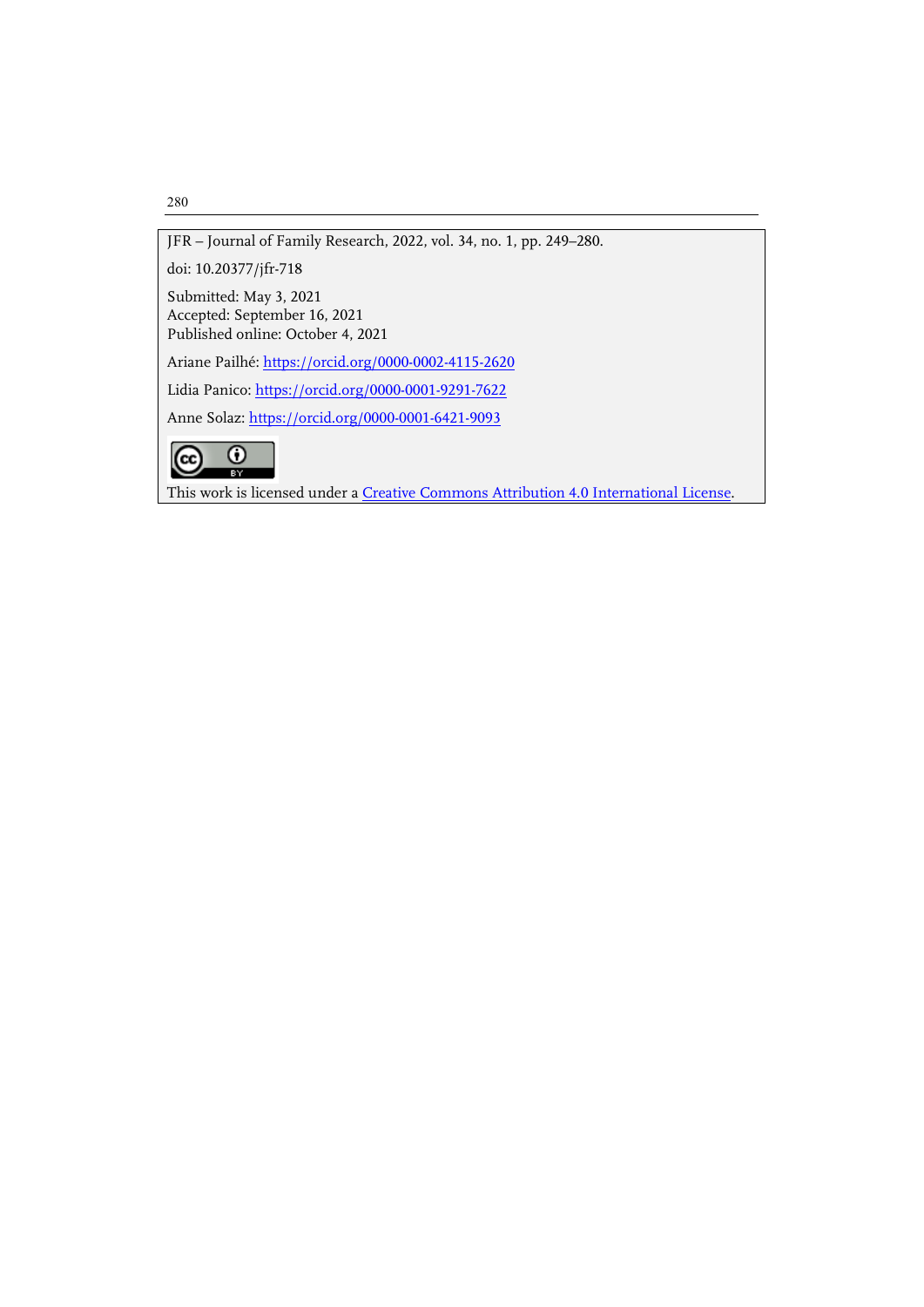JFR – Journal of Family Research, 2022, vol. 34, no. 1, pp. 249–280.

doi: 10.20377/jfr-718

Submitted: May 3, 2021  
Accepted: September 16, 2021  
Published online: October 4, 2021

Ariane Pailhé: https://orcid.org/0000-0002-4115-2620

Lidia Panico: https://orcid.org/0000-0001-9291-7622

Anne Solaz: https://orcid.org/0000-0001-6421-9093

This work is licensed under a Creative Commons Attribution 4.0 International License.